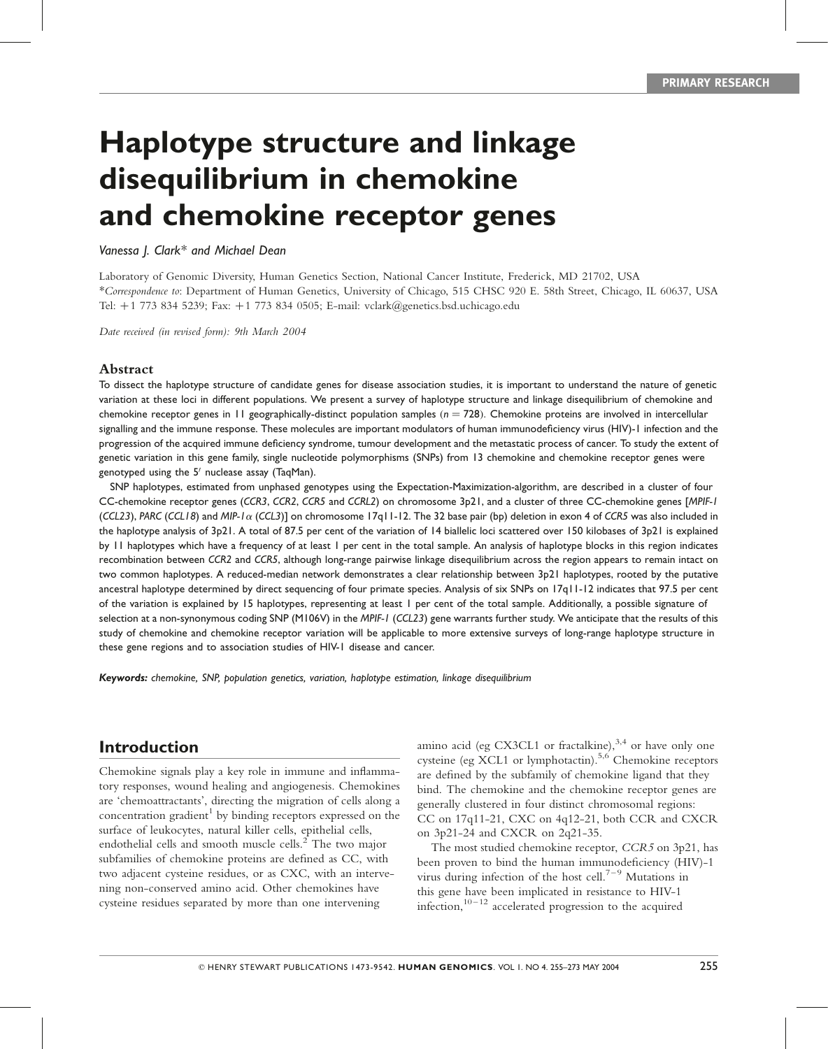PRIMARY RESEARCH

# Haplotype structure and linkage disequilibrium in chemokine and chemokine receptor genes

*Vanessa J. Clark\* and Michael Dean*

Laboratory of Genomic Diversity, Human Genetics Section, National Cancer Institute, Frederick, MD 21702, USA
\**Correspondence to*: Department of Human Genetics, University of Chicago, 515 CHSC 920 E. 58th Street, Chicago, IL 60637, USA
Tel: +1 773 834 5239; Fax: +1 773 834 0505; E-mail: vclark@genetics.bsd.uchicago.edu

*Date received (in revised form): 9th March 2004*

## Abstract

To dissect the haplotype structure of candidate genes for disease association studies, it is important to understand the nature of genetic variation at these loci in different populations. We present a survey of haplotype structure and linkage disequilibrium of chemokine and chemokine receptor genes in 11 geographically-distinct population samples ($n = 728$). Chemokine proteins are involved in intercellular signalling and the immune response. These molecules are important modulators of human immunodeficiency virus (HIV)-1 infection and the progression of the acquired immune deficiency syndrome, tumour development and the metastatic process of cancer. To study the extent of genetic variation in this gene family, single nucleotide polymorphisms (SNPs) from 13 chemokine and chemokine receptor genes were genotyped using the 5′ nuclease assay (TaqMan).

SNP haplotypes, estimated from unphased genotypes using the Expectation-Maximization-algorithm, are described in a cluster of four CC-chemokine receptor genes (*CCR3*, *CCR2*, *CCR5* and *CCRL2*) on chromosome 3p21, and a cluster of three CC-chemokine genes [*MPIF-1* (*CCL23*), *PARC* (*CCL18*) and *MIP-1α* (*CCL3*)] on chromosome 17q11-12. The 32 base pair (bp) deletion in exon 4 of *CCR5* was also included in the haplotype analysis of 3p21. A total of 87.5 per cent of the variation of 14 biallelic loci scattered over 150 kilobases of 3p21 is explained by 11 haplotypes which have a frequency of at least 1 per cent in the total sample. An analysis of haplotype blocks in this region indicates recombination between *CCR2* and *CCR5*, although long-range pairwise linkage disequilibrium across the region appears to remain intact on two common haplotypes. A reduced-median network demonstrates a clear relationship between 3p21 haplotypes, rooted by the putative ancestral haplotype determined by direct sequencing of four primate species. Analysis of six SNPs on 17q11-12 indicates that 97.5 per cent of the variation is explained by 15 haplotypes, representing at least 1 per cent of the total sample. Additionally, a possible signature of selection at a non-synonymous coding SNP (M106V) in the *MPIF-1* (*CCL23*) gene warrants further study. We anticipate that the results of this study of chemokine and chemokine receptor variation will be applicable to more extensive surveys of long-range haplotype structure in these gene regions and to association studies of HIV-1 disease and cancer.

***Keywords:*** *chemokine, SNP, population genetics, variation, haplotype estimation, linkage disequilibrium*

## Introduction

Chemokine signals play a key role in immune and inflammatory responses, wound healing and angiogenesis. Chemokines are 'chemoattractants', directing the migration of cells along a concentration gradient[1] by binding receptors expressed on the surface of leukocytes, natural killer cells, epithelial cells, endothelial cells and smooth muscle cells.[2] The two major subfamilies of chemokine proteins are defined as CC, with two adjacent cysteine residues, or as CXC, with an intervening non-conserved amino acid. Other chemokines have cysteine residues separated by more than one intervening amino acid (eg CX3CL1 or fractalkine),[3,4] or have only one cysteine (eg XCL1 or lymphotactin).[5,6] Chemokine receptors are defined by the subfamily of chemokine ligand that they bind. The chemokine and the chemokine receptor genes are generally clustered in four distinct chromosomal regions: CC on 17q11-21, CXC on 4q12-21, both CCR and CXCR on 3p21-24 and CXCR on 2q21-35.

The most studied chemokine receptor, *CCR5* on 3p21, has been proven to bind the human immunodeficiency (HIV)-1 virus during infection of the host cell.[7–9] Mutations in this gene have been implicated in resistance to HIV-1 infection,[10–12] accelerated progression to the acquired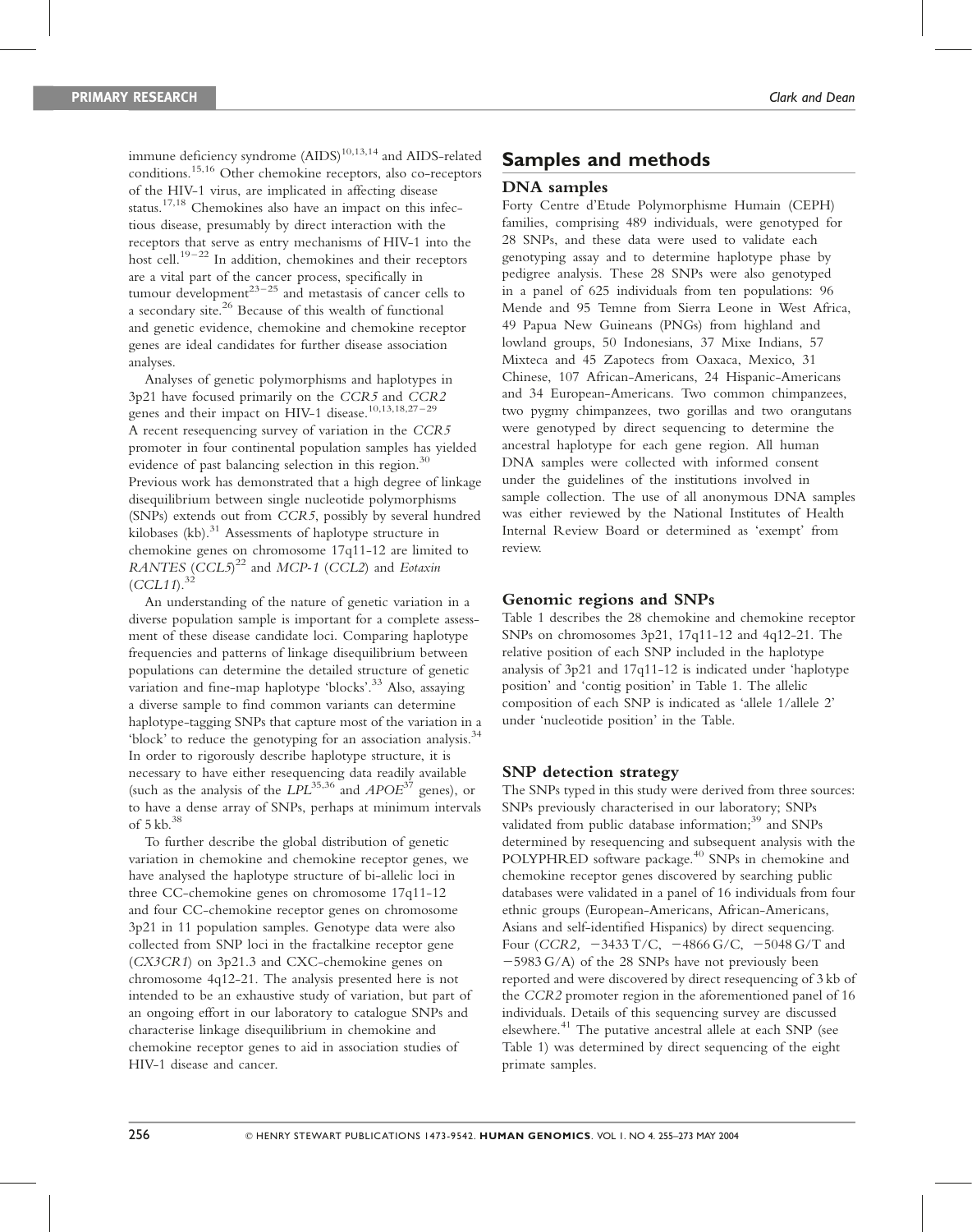immune deficiency syndrome (AIDS)[10,13,14] and AIDS-related conditions.[15,16] Other chemokine receptors, also co-receptors of the HIV-1 virus, are implicated in affecting disease status.[17,18] Chemokines also have an impact on this infectious disease, presumably by direct interaction with the receptors that serve as entry mechanisms of HIV-1 into the host cell.[19–22] In addition, chemokines and their receptors are a vital part of the cancer process, specifically in tumour development[23–25] and metastasis of cancer cells to a secondary site.[26] Because of this wealth of functional and genetic evidence, chemokine and chemokine receptor genes are ideal candidates for further disease association analyses.

Analyses of genetic polymorphisms and haplotypes in 3p21 have focused primarily on the *CCR5* and *CCR2* genes and their impact on HIV-1 disease.[10,13,18,27–29] A recent resequencing survey of variation in the *CCR5* promoter in four continental population samples has yielded evidence of past balancing selection in this region.[30] Previous work has demonstrated that a high degree of linkage disequilibrium between single nucleotide polymorphisms (SNPs) extends out from *CCR5*, possibly by several hundred kilobases (kb).[31] Assessments of haplotype structure in chemokine genes on chromosome 17q11-12 are limited to *RANTES* (*CCL5*)[22] and *MCP-1* (*CCL2*) and *Eotaxin* (*CCL11*).[32]

An understanding of the nature of genetic variation in a diverse population sample is important for a complete assessment of these disease candidate loci. Comparing haplotype frequencies and patterns of linkage disequilibrium between populations can determine the detailed structure of genetic variation and fine-map haplotype 'blocks'.[33] Also, assaying a diverse sample to find common variants can determine haplotype-tagging SNPs that capture most of the variation in a 'block' to reduce the genotyping for an association analysis.[34] In order to rigorously describe haplotype structure, it is necessary to have either resequencing data readily available (such as the analysis of the *LPL*[35,36] and *APOE*[37] genes), or to have a dense array of SNPs, perhaps at minimum intervals of 5 kb.[38]

To further describe the global distribution of genetic variation in chemokine and chemokine receptor genes, we have analysed the haplotype structure of bi-allelic loci in three CC-chemokine genes on chromosome 17q11-12 and four CC-chemokine receptor genes on chromosome 3p21 in 11 population samples. Genotype data were also collected from SNP loci in the fractalkine receptor gene (*CX3CR1*) on 3p21.3 and CXC-chemokine genes on chromosome 4q12-21. The analysis presented here is not intended to be an exhaustive study of variation, but part of an ongoing effort in our laboratory to catalogue SNPs and characterise linkage disequilibrium in chemokine and chemokine receptor genes to aid in association studies of HIV-1 disease and cancer.

## Samples and methods

### DNA samples

Forty Centre d'Etude Polymorphisme Humain (CEPH) families, comprising 489 individuals, were genotyped for 28 SNPs, and these data were used to validate each genotyping assay and to determine haplotype phase by pedigree analysis. These 28 SNPs were also genotyped in a panel of 625 individuals from ten populations: 96 Mende and 95 Temne from Sierra Leone in West Africa, 49 Papua New Guineans (PNGs) from highland and lowland groups, 50 Indonesians, 37 Mixe Indians, 57 Mixteca and 45 Zapotecs from Oaxaca, Mexico, 31 Chinese, 107 African-Americans, 24 Hispanic-Americans and 34 European-Americans. Two common chimpanzees, two pygmy chimpanzees, two gorillas and two orangutans were genotyped by direct sequencing to determine the ancestral haplotype for each gene region. All human DNA samples were collected with informed consent under the guidelines of the institutions involved in sample collection. The use of all anonymous DNA samples was either reviewed by the National Institutes of Health Internal Review Board or determined as 'exempt' from review.

### Genomic regions and SNPs

Table 1 describes the 28 chemokine and chemokine receptor SNPs on chromosomes 3p21, 17q11-12 and 4q12-21. The relative position of each SNP included in the haplotype analysis of 3p21 and 17q11-12 is indicated under 'haplotype position' and 'contig position' in Table 1. The allelic composition of each SNP is indicated as 'allele 1/allele 2' under 'nucleotide position' in the Table.

### SNP detection strategy

The SNPs typed in this study were derived from three sources: SNPs previously characterised in our laboratory; SNPs validated from public database information;[39] and SNPs determined by resequencing and subsequent analysis with the POLYPHRED software package.[40] SNPs in chemokine and chemokine receptor genes discovered by searching public databases were validated in a panel of 16 individuals from four ethnic groups (European-Americans, African-Americans, Asians and self-identified Hispanics) by direct sequencing. Four (*CCR2*, −3433 T/C, −4866 G/C, −5048 G/T and −5983 G/A) of the 28 SNPs have not previously been reported and were discovered by direct resequencing of 3 kb of the *CCR2* promoter region in the aforementioned panel of 16 individuals. Details of this sequencing survey are discussed elsewhere.[41] The putative ancestral allele at each SNP (see Table 1) was determined by direct sequencing of the eight primate samples.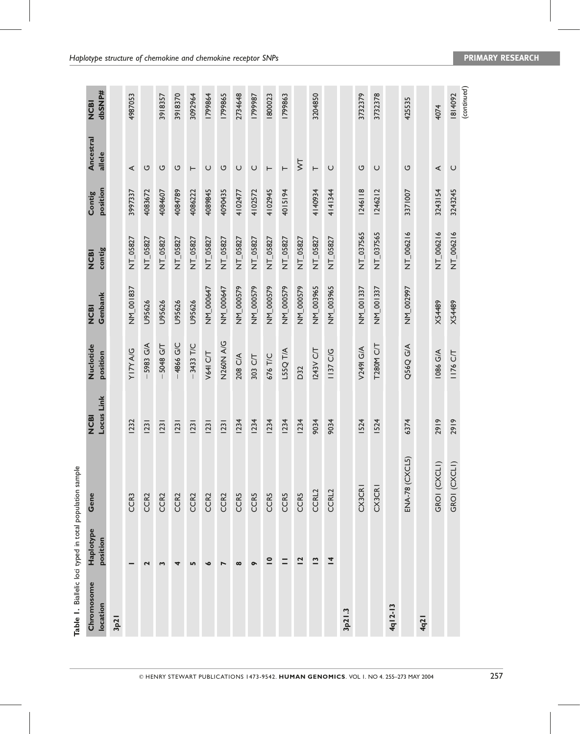**Table 1.** Biallelic loci typed in total population sample

| Chromosome location | Haplotype position | Gene | NCBI Locus Link | Nuclotide position | NCBI Genbank | NCBI contig | Contig position | Ancestral allele | NCBI dbSNP# |
|---|---|---|---|---|---|---|---|---|---|
| **3p21** | | | | | | | | | |
| | **1** | CCR3 | 1232 | Y17Y A/G | NM_001837 | NT_05827 | 3997337 | A | 4987053 |
| | **2** | CCR2 | 1231 | −5983 G/A | U95626 | NT_05827 | 4083672 | G | |
| | **3** | CCR2 | 1231 | −5048 G/T | U95626 | NT_05827 | 4084607 | G | 3918357 |
| | **4** | CCR2 | 1231 | −4866 G/C | U95626 | NT_05827 | 4084789 | G | 3918370 |
| | **5** | CCR2 | 1231 | −3433 T/C | U95626 | NT_05827 | 4086222 | T | 3092964 |
| | **6** | CCR2 | 1231 | V64I C/T | NM_000647 | NT_05827 | 4089845 | C | 1799864 |
| | **7** | CCR2 | 1231 | N260N A/G | NM_000647 | NT_05827 | 4090435 | G | 1799865 |
| | **8** | CCR5 | 1234 | 208 C/A | NM_000579 | NT_05827 | 4102477 | C | 2734648 |
| | **9** | CCR5 | 1234 | 303 C/T | NM_000579 | NT_05827 | 4102572 | C | 1799987 |
| | **10** | CCR5 | 1234 | 676 T/C | NM_000579 | NT_05827 | 4102945 | T | 1800023 |
| | **11** | CCR5 | 1234 | L55Q T/A | NM_000579 | NT_05827 | 4015194 | T | 1799863 |
| | **12** | CCR5 | 1234 | D32 | NM_000579 | NT_05827 | | WT | |
| | **13** | CCRL2 | 9034 | I243V C/T | NM_003965 | NT_05827 | 4140934 | T | 3204850 |
| | **14** | CCRL2 | 9034 | I137 C/G | NM_003965 | NT_05827 | 4141344 | C | |
| **3p21.3** | | | | | | | | | |
| | | CX3CR1 | 1524 | V249I G/A | NM_001337 | NT_037565 | 1246118 | G | 3732379 |
| | | CX3CR1 | 1524 | T280M C/T | NM_001337 | NT_037565 | 1246212 | C | 3732378 |
| **4q12-13** | | | | | | | | | |
| | | ENA-78 (CXCL5) | 6374 | Q56Q G/A | NM_002997 | NT_006216 | 3371007 | G | 425535 |
| **4q21** | | | | | | | | | |
| | | GRO1 (CXCL1) | 2919 | 1086 G/A | X54489 | NT_006216 | 3243154 | A | 4074 |
| | | GRO1 (CXCL1) | 2919 | 1176 C/T | X54489 | NT_006216 | 3243245 | C | 1814092 |

*(continued)*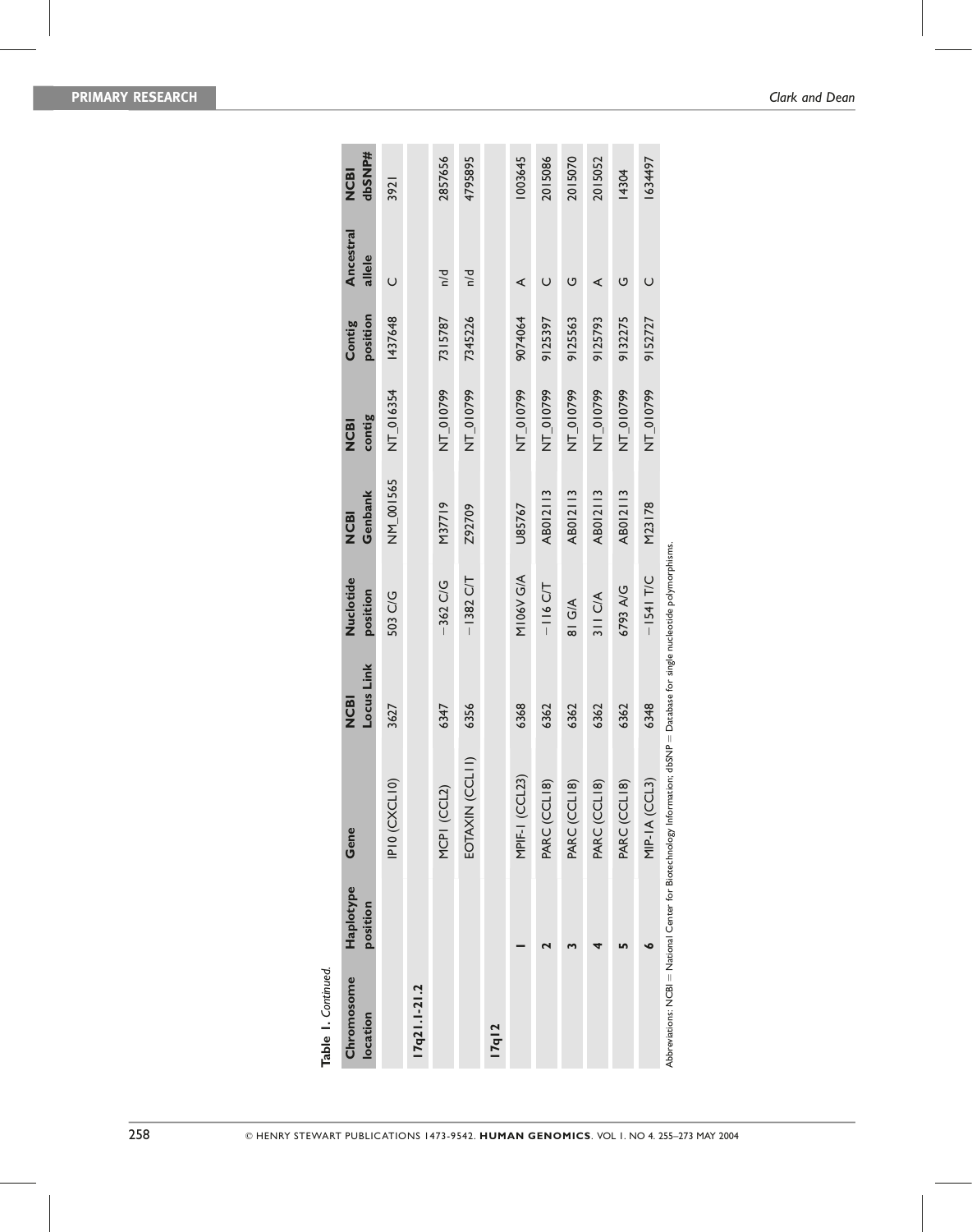**Table 1.** *Continued.*

| Chromosome location | Haplotype position | Gene | NCBI Locus Link | Nuclotide position | NCBI Genbank | NCBI contig | Contig position | Ancestral allele | NCBI dbSNP# |
|---|---|---|---|---|---|---|---|---|---|
| | | IP10 (CXCL10) | 3627 | 503 C/G | NM_001565 | NT_016354 | 1437648 | C | 3921 |
| **17q21.1-21.2** | | | | | | | | | |
| | | MCP1 (CCL2) | 6347 | −362 C/G | M37719 | NT_010799 | 7315787 | n/d | 2857656 |
| | | EOTAXIN (CCL11) | 6356 | −1382 C/T | Z92709 | NT_010799 | 7345226 | n/d | 4795895 |
| **17q12** | | | | | | | | | |
| | 1 | MPIF-1 (CCL23) | 6368 | M106V G/A | U85767 | NT_010799 | 9074064 | A | 1003645 |
| | 2 | PARC (CCL18) | 6362 | −116 C/T | AB012113 | NT_010799 | 9125397 | C | 2015086 |
| | 3 | PARC (CCL18) | 6362 | 81 G/A | AB012113 | NT_010799 | 9125563 | G | 2015070 |
| | 4 | PARC (CCL18) | 6362 | 311 C/A | AB012113 | NT_010799 | 9125793 | A | 2015052 |
| | 5 | PARC (CCL18) | 6362 | 6793 A/G | AB012113 | NT_010799 | 9132275 | G | 14304 |
| | 6 | MIP-1A (CCL3) | 6348 | −1541 T/C | M23178 | NT_010799 | 9152727 | C | 1634497 |

Abbreviations: NCBI = National Center for Biotechnology Information; dbSNP = Database for single nucleotide polymorphisms.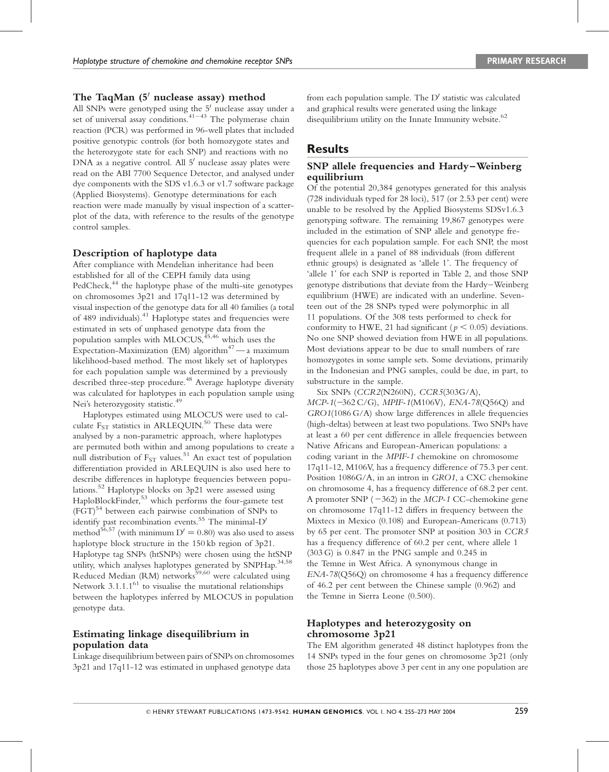### The TaqMan (5′ nuclease assay) method

All SNPs were genotyped using the 5′ nuclease assay under a set of universal assay conditions.[41–43] The polymerase chain reaction (PCR) was performed in 96-well plates that included positive genotypic controls (for both homozygote states and the heterozygote state for each SNP) and reactions with no DNA as a negative control. All 5′ nuclease assay plates were read on the ABI 7700 Sequence Detector, and analysed under dye components with the SDS v1.6.3 or v1.7 software package (Applied Biosystems). Genotype determinations for each reaction were made manually by visual inspection of a scatter-plot of the data, with reference to the results of the genotype control samples.

### Description of haplotype data

After compliance with Mendelian inheritance had been established for all of the CEPH family data using PedCheck,[44] the haplotype phase of the multi-site genotypes on chromosomes 3p21 and 17q11-12 was determined by visual inspection of the genotype data for all 40 families (a total of 489 individuals).[41] Haplotype states and frequencies were estimated in sets of unphased genotype data from the population samples with MLOCUS,[45,46] which uses the Expectation-Maximization (EM) algorithm[47] — a maximum likelihood-based method. The most likely set of haplotypes for each population sample was determined by a previously described three-step procedure.[48] Average haplotype diversity was calculated for haplotypes in each population sample using Nei's heterozygosity statistic.[49]

Haplotypes estimated using MLOCUS were used to calculate $F_{ST}$ statistics in ARLEQUIN.[50] These data were analysed by a non-parametric approach, where haplotypes are permuted both within and among populations to create a null distribution of $F_{ST}$ values.[51] An exact test of population differentiation provided in ARLEQUIN is also used here to describe differences in haplotype frequencies between populations.[52] Haplotype blocks on 3p21 were assessed using HaploBlockFinder,[53] which performs the four-gamete test (FGT)[54] between each pairwise combination of SNPs to identify past recombination events.[55] The minimal-D′ method[56,57] (with minimum $D' = 0.80$) was also used to assess haplotype block structure in the 150 kb region of 3p21. Haplotype tag SNPs (htSNPs) were chosen using the htSNP utility, which analyses haplotypes generated by SNPHap.[34,58] Reduced Median (RM) networks[59,60] were calculated using Network 3.1.1.1[61] to visualise the mutational relationships between the haplotypes inferred by MLOCUS in population genotype data.

### Estimating linkage disequilibrium in population data

Linkage disequilibrium between pairs of SNPs on chromosomes 3p21 and 17q11-12 was estimated in unphased genotype data from each population sample. The D′ statistic was calculated and graphical results were generated using the linkage disequilibrium utility on the Innate Immunity website.[62]

## Results

### SNP allele frequencies and Hardy–Weinberg equilibrium

Of the potential 20,384 genotypes generated for this analysis (728 individuals typed for 28 loci), 517 (or 2.53 per cent) were unable to be resolved by the Applied Biosystems SDSv1.6.3 genotyping software. The remaining 19,867 genotypes were included in the estimation of SNP allele and genotype frequencies for each population sample. For each SNP, the most frequent allele in a panel of 88 individuals (from different ethnic groups) is designated as 'allele 1'. The frequency of 'allele 1' for each SNP is reported in Table 2, and those SNP genotype distributions that deviate from the Hardy–Weinberg equilibrium (HWE) are indicated with an underline. Seventeen out of the 28 SNPs typed were polymorphic in all 11 populations. Of the 308 tests performed to check for conformity to HWE, 21 had significant ($p < 0.05$) deviations. No one SNP showed deviation from HWE in all populations. Most deviations appear to be due to small numbers of rare homozygotes in some sample sets. Some deviations, primarily in the Indonesian and PNG samples, could be due, in part, to substructure in the sample.

Six SNPs (*CCR2*(N260N), *CCR5*(303G/A), *MCP-1*(−362 C/G), *MPIF-1*(M106V), *ENA-78*(Q56Q) and *GRO1*(1086 G/A) show large differences in allele frequencies (high-deltas) between at least two populations. Two SNPs have at least a 60 per cent difference in allele frequencies between Native Africans and European-American populations: a coding variant in the *MPIF-1* chemokine on chromosome 17q11-12, M106V, has a frequency difference of 75.3 per cent. Position 1086G/A, in an intron in *GRO1*, a CXC chemokine on chromosome 4, has a frequency difference of 68.2 per cent. A promoter SNP (−362) in the *MCP-1* CC-chemokine gene on chromosome 17q11-12 differs in frequency between the Mixtecs in Mexico (0.108) and European-Americans (0.713) by 65 per cent. The promoter SNP at position 303 in *CCR5* has a frequency difference of 60.2 per cent, where allele 1 (303 G) is 0.847 in the PNG sample and 0.245 in the Temne in West Africa. A synonymous change in *ENA-78*(Q56Q) on chromosome 4 has a frequency difference of 46.2 per cent between the Chinese sample (0.962) and the Temne in Sierra Leone (0.500).

### Haplotypes and heterozygosity on chromosome 3p21

The EM algorithm generated 48 distinct haplotypes from the 14 SNPs typed in the four genes on chromosome 3p21 (only those 25 haplotypes above 3 per cent in any one population are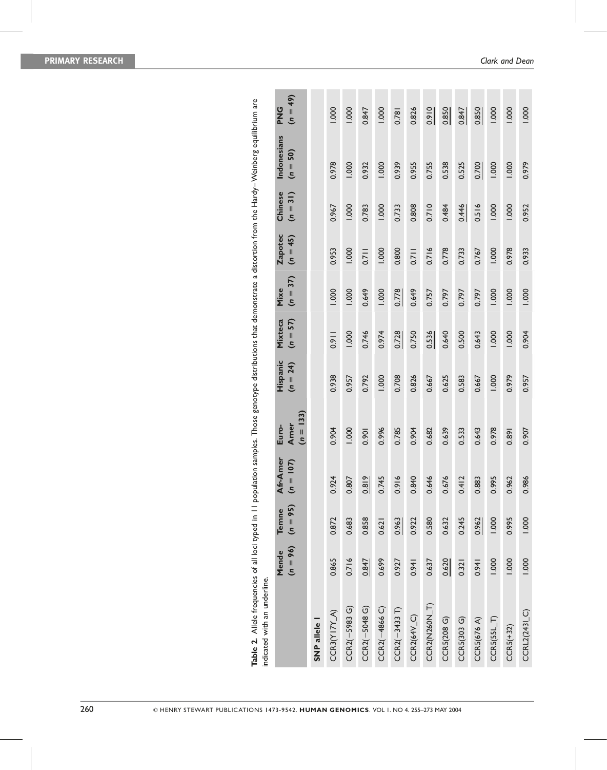**Table 2.** Allele frequencies of all loci typed in 11 population samples. Those genotype distributions that demonstrate a distortion from the Hardy–Weinberg equilibrium are indicated with an underline.

| | Mende ($n$ = 96) | Temne ($n$ = 95) | Afr-Amer ($n$ = 107) | Euro-Amer ($n$ = 133) | Hispanic ($n$ = 24) | Mixteca ($n$ = 57) | Mixe ($n$ = 37) | Zapotec ($n$ = 45) | Chinese ($n$ = 31) | Indonesians ($n$ = 50) | PNG ($n$ = 49) |
|---|---|---|---|---|---|---|---|---|---|---|---|
| **SNP allele I** | | | | | | | | | | | |
| CCR3(Y17Y_A) | 0.865 | 0.872 | 0.924 | 0.904 | 0.938 | 0.911 | 1.000 | 0.953 | 0.967 | 0.978 | 1.000 |
| CCR2(−5983 G) | 0.716 | 0.683 | 0.807 | 1.000 | 0.957 | 1.000 | 1.000 | 1.000 | 1.000 | 1.000 | 1.000 |
| CCR2(−5048 G) | <u>0.847</u> | 0.858 | <u>0.819</u> | 0.901 | 0.792 | 0.746 | 0.649 | 0.711 | 0.783 | 0.932 | 0.847 |
| CCR2(−4866 C) | 0.699 | 0.621 | 0.745 | 0.996 | 1.000 | 0.974 | 1.000 | 1.000 | 1.000 | 1.000 | 1.000 |
| CCR2(−3433 T) | 0.927 | <u>0.963</u> | 0.916 | 0.785 | 0.708 | <u>0.728</u> | <u>0.778</u> | 0.800 | 0.733 | 0.939 | 0.781 |
| CCR2(64V_C) | 0.941 | 0.922 | 0.840 | 0.904 | 0.826 | 0.750 | 0.649 | 0.711 | 0.808 | 0.955 | 0.826 |
| CCR2(N260N_T) | 0.637 | 0.580 | 0.646 | 0.682 | 0.667 | <u>0.536</u> | 0.757 | 0.716 | 0.710 | 0.755 | <u>0.910</u> |
| CCR5(208 G) | <u>0.620</u> | 0.632 | 0.676 | 0.639 | 0.625 | 0.640 | 0.797 | 0.778 | 0.484 | 0.538 | <u>0.850</u> |
| CCR5(303 G) | 0.321 | 0.245 | 0.412 | 0.533 | 0.583 | 0.500 | 0.797 | 0.733 | <u>0.446</u> | 0.525 | <u>0.847</u> |
| CCR5(676 A) | 0.941 | <u>0.962</u> | 0.883 | 0.643 | 0.667 | 0.643 | 0.797 | 0.767 | 0.516 | <u>0.700</u> | <u>0.850</u> |
| CCR5(55L_T) | 1.000 | 1.000 | 0.995 | 0.978 | 1.000 | 1.000 | 1.000 | 1.000 | 1.000 | 1.000 | 1.000 |
| CCR5(+32) | 1.000 | 0.995 | 0.962 | 0.891 | 0.979 | 1.000 | 1.000 | 0.978 | 1.000 | 1.000 | 1.000 |
| CCRL2(243L_C) | 1.000 | 1.000 | 0.986 | 0.907 | 0.957 | 0.904 | 1.000 | 0.933 | 0.952 | 0.979 | 1.000 |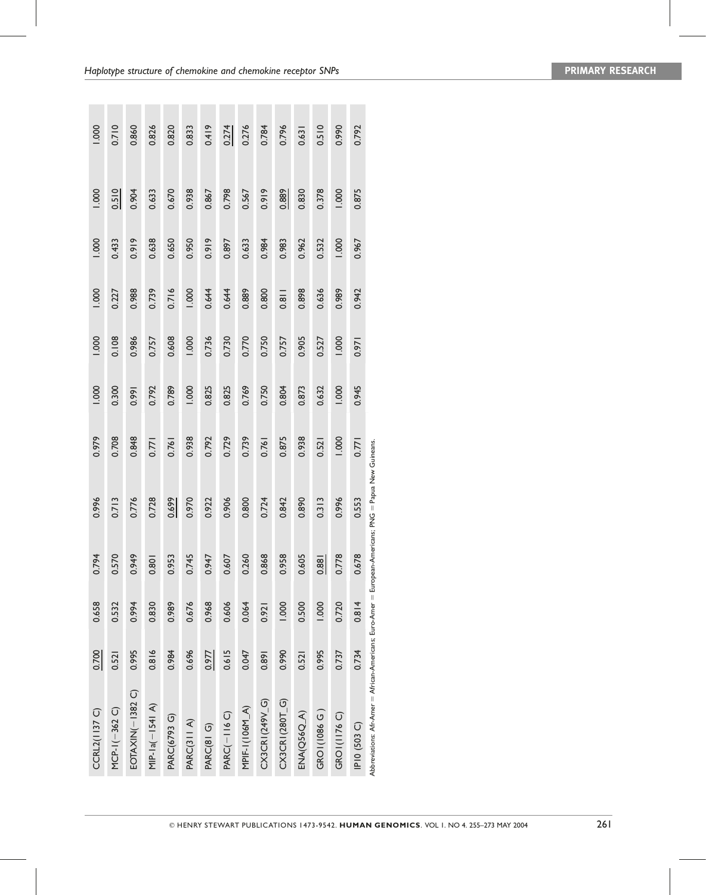| | | | | | | | | | | | |
|---|---|---|---|---|---|---|---|---|---|---|---|
| CCRL2(1137 C) | 0.700 | 0.658 | 0.794 | 0.996 | 0.979 | 1.000 | 1.000 | 1.000 | 1.000 | 1.000 | 1.000 |
| MCP-1(−362 C) | 0.521 | 0.532 | 0.570 | 0.713 | 0.708 | 0.300 | 0.108 | 0.227 | 0.433 | 0.510 | 0.710 |
| EOTAXIN(−1382 C) | 0.995 | 0.994 | 0.949 | 0.776 | 0.848 | 0.991 | 0.986 | 0.988 | 0.919 | 0.904 | 0.860 |
| MIP-1α(−1541 A) | 0.816 | 0.830 | 0.801 | 0.728 | 0.771 | 0.792 | 0.757 | 0.739 | 0.638 | 0.633 | 0.826 |
| PARC(6793 G) | 0.984 | 0.989 | 0.953 | 0.699 | 0.761 | 0.789 | 0.608 | 0.716 | 0.650 | 0.670 | 0.820 |
| PARC(311 A) | 0.696 | 0.676 | 0.745 | 0.970 | 0.938 | 1.000 | 1.000 | 1.000 | 0.950 | 0.938 | 0.833 |
| PARC(81 G) | 0.977 | 0.968 | 0.947 | 0.922 | 0.792 | 0.825 | 0.736 | 0.644 | 0.919 | 0.867 | 0.419 |
| PARC(−116 C) | 0.615 | 0.606 | 0.607 | 0.906 | 0.729 | 0.825 | 0.730 | 0.644 | 0.897 | 0.798 | 0.274 |
| MPIF-1(106M_A) | 0.047 | 0.064 | 0.260 | 0.800 | 0.739 | 0.769 | 0.770 | 0.889 | 0.633 | 0.567 | 0.276 |
| CX3CR1(249V_G) | 0.891 | 0.921 | 0.868 | 0.724 | 0.761 | 0.750 | 0.750 | 0.800 | 0.984 | 0.919 | 0.784 |
| CX3CR1(280T_G) | 0.990 | 1.000 | 0.958 | 0.842 | 0.875 | 0.804 | 0.757 | 0.811 | 0.983 | 0.889 | 0.796 |
| ENA(Q56Q_A) | 0.521 | 0.500 | 0.605 | 0.890 | 0.938 | 0.873 | 0.905 | 0.898 | 0.962 | 0.830 | 0.631 |
| GRO1(1086 G) | 0.995 | 1.000 | 0.881 | 0.313 | 0.521 | 0.632 | 0.527 | 0.636 | 0.532 | 0.378 | 0.510 |
| GRO1(1176 C) | 0.737 | 0.720 | 0.778 | 0.996 | 1.000 | 1.000 | 1.000 | 0.989 | 1.000 | 1.000 | 0.990 |
| IP10 (503 C) | 0.734 | 0.814 | 0.678 | 0.553 | 0.771 | 0.945 | 0.971 | 0.942 | 0.967 | 0.875 | 0.792 |

Abbreviations: Afr-Amer = African-Americans; Euro-Amer = European-Americans; PNG = Papua New Guineans.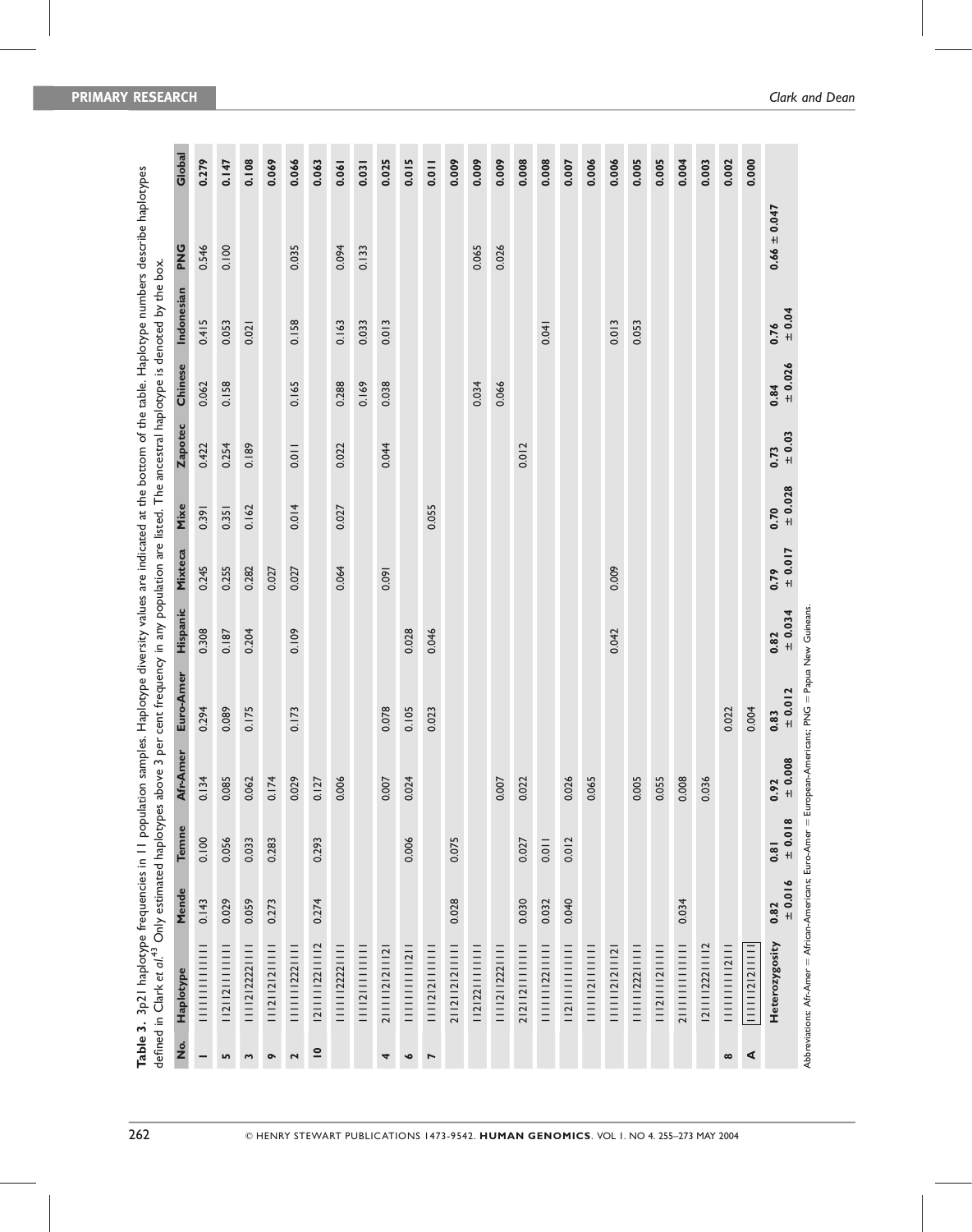**Table 3.** 3p21 haplotype frequencies in 11 population samples. Haplotype diversity values are indicated at the bottom of the table. Haplotype numbers describe haplotypes defined in Clark *et al.*[43] Only estimated haplotypes above 3 per cent frequency in any population are listed. The ancestral haplotype is denoted by the box.

| No. | Haplotype | Mende | Temne | Afr-Amer | Euro-Amer | Hispanic | Mixteca | Mixe | Zapotec | Chinese | Indonesian | PNG | Global |
|---|---|---|---|---|---|---|---|---|---|---|---|---|---|
| **1** | 1111111111111 | 0.143 | 0.100 | 0.134 | 0.294 | 0.308 | 0.245 | 0.391 | 0.422 | 0.062 | 0.415 | 0.546 | **0.279** |
| **5** | 1121211111111 | 0.029 | 0.056 | 0.085 | 0.089 | 0.187 | 0.255 | 0.351 | 0.254 | 0.158 | 0.053 | 0.100 | **0.147** |
| **3** | 1111212222111 | 0.059 | 0.033 | 0.062 | 0.175 | 0.204 | 0.282 | 0.162 | 0.189 | | 0.021 | | **0.108** |
| **9** | 1112121211111 | 0.273 | 0.283 | 0.174 | | | 0.027 | | | | | | **0.069** |
| **2** | 1111111222111 | | | 0.029 | 0.173 | 0.109 | 0.027 | 0.014 | 0.011 | 0.165 | 0.158 | 0.035 | **0.066** |
| **10** | 1211111221112 | 0.274 | 0.293 | 0.127 | | | | | | | | | **0.063** |
| | 1111122222111 | | | 0.006 | | | 0.064 | 0.027 | 0.022 | 0.288 | 0.163 | 0.094 | **0.061** |
| | 1111211111111 | | | | | | | | | 0.169 | 0.033 | 0.133 | **0.031** |
| **4** | 2111112121121 | | | 0.007 | 0.078 | | 0.091 | | 0.044 | 0.038 | 0.013 | | **0.025** |
| **6** | 1111111111211 | | 0.006 | 0.024 | 0.105 | 0.028 | | | | | | | **0.015** |
| **7** | 1111212111111 | | | | 0.023 | 0.046 | | 0.055 | | | | | **0.011** |
| | 2112121211111 | 0.028 | 0.075 | | | | | | | | | | **0.009** |
| | 1212211111111 | | | | | | | | | 0.034 | | 0.065 | **0.009** |
| | 1111211222111 | | | 0.007 | | | | | | 0.066 | | 0.026 | **0.009** |
| | 2121211111111 | 0.030 | 0.027 | 0.022 | | | | | 0.012 | | | | **0.008** |
| | 1111111221111 | 0.032 | 0.011 | | | | | | | | 0.041 | | **0.008** |
| | 1211111111111 | 0.040 | 0.012 | 0.026 | | | | | | | | | **0.007** |
| | 1111121111111 | | | 0.065 | | | | | | | | | **0.006** |
| | 1111112121121 | | | | | 0.042 | 0.009 | | | | 0.013 | | **0.006** |
| | 1111112221111 | | | 0.005 | | | | | | | 0.053 | | **0.005** |
| | 1121111211111 | | | 0.055 | | | | | | | | | **0.005** |
| | 2111111111111 | 0.034 | | 0.008 | | | | | | | | | **0.004** |
| | 1211112221112 | | | 0.036 | | | | | | | | | **0.003** |
| **8** | 1111111112111 | | | | 0.022 | | | | | | | | **0.002** |
| **A** | [1111112121111] | | | | 0.004 | | | | | | | | **0.000** |
| | **Heterozygosity** | **0.82 ± 0.016** | **0.81 ± 0.018** | **0.92 ± 0.008** | **0.83 ± 0.012** | **0.82 ± 0.034** | **0.79 ± 0.017** | **0.70 ± 0.028** | **0.73 ± 0.03** | **0.84 ± 0.026** | **0.76 ± 0.04** | **0.66 ± 0.047** | |

Abbreviations: Afr-Amer = African-Americans; Euro-Amer = European-Americans; PNG = Papua New Guineans.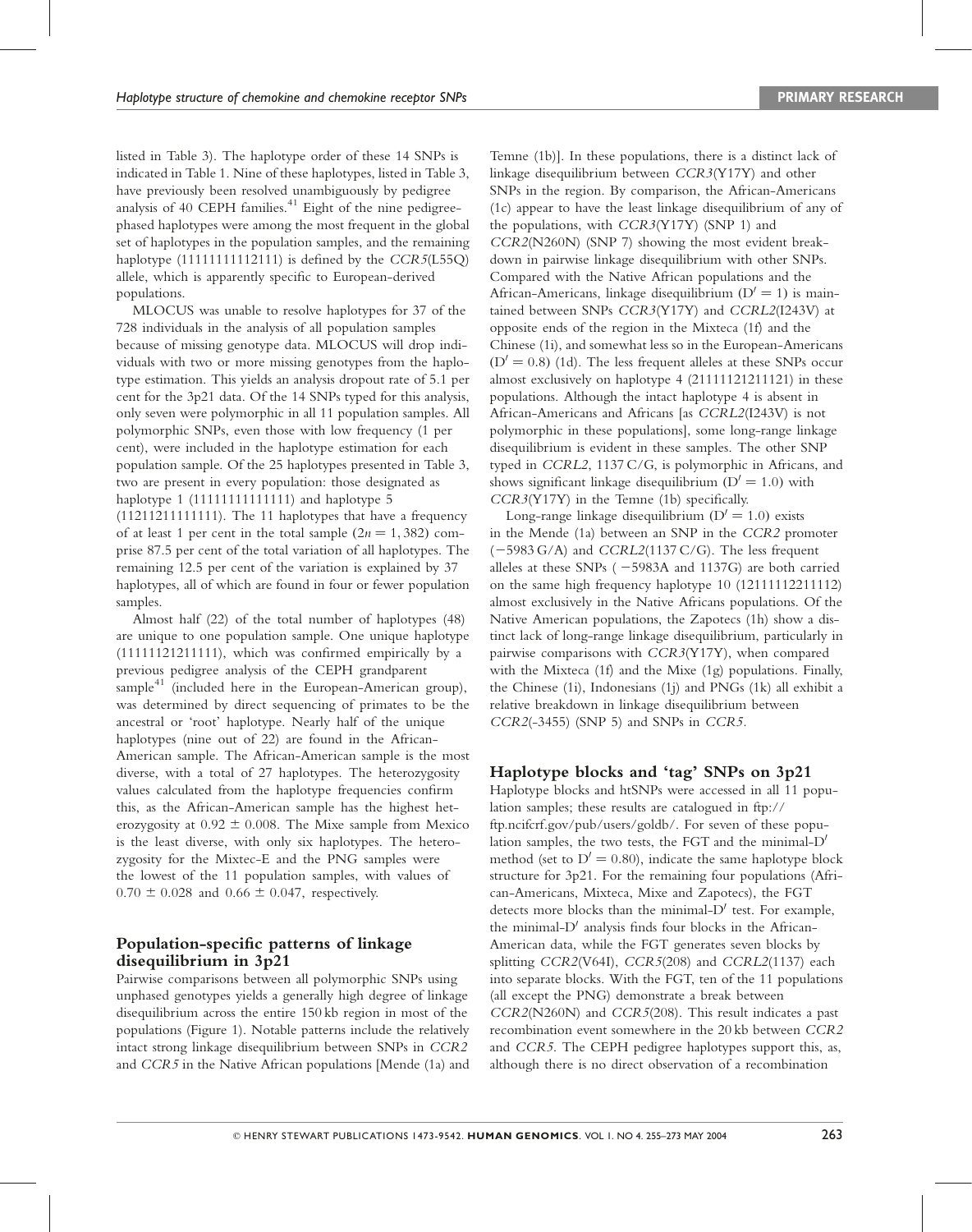listed in Table 3). The haplotype order of these 14 SNPs is indicated in Table 1. Nine of these haplotypes, listed in Table 3, have previously been resolved unambiguously by pedigree analysis of 40 CEPH families.[41] Eight of the nine pedigree-phased haplotypes were among the most frequent in the global set of haplotypes in the population samples, and the remaining haplotype (11111111112111) is defined by the *CCR5*(L55Q) allele, which is apparently specific to European-derived populations.

MLOCUS was unable to resolve haplotypes for 37 of the 728 individuals in the analysis of all population samples because of missing genotype data. MLOCUS will drop individuals with two or more missing genotypes from the haplotype estimation. This yields an analysis dropout rate of 5.1 per cent for the 3p21 data. Of the 14 SNPs typed for this analysis, only seven were polymorphic in all 11 population samples. All polymorphic SNPs, even those with low frequency (1 per cent), were included in the haplotype estimation for each population sample. Of the 25 haplotypes presented in Table 3, two are present in every population: those designated as haplotype 1 (11111111111111) and haplotype 5 (11211211111111). The 11 haplotypes that have a frequency of at least 1 per cent in the total sample ($2n = 1,382$) comprise 87.5 per cent of the total variation of all haplotypes. The remaining 12.5 per cent of the variation is explained by 37 haplotypes, all of which are found in four or fewer population samples.

Almost half (22) of the total number of haplotypes (48) are unique to one population sample. One unique haplotype (11111121211111), which was confirmed empirically by a previous pedigree analysis of the CEPH grandparent sample[41] (included here in the European-American group), was determined by direct sequencing of primates to be the ancestral or 'root' haplotype. Nearly half of the unique haplotypes (nine out of 22) are found in the African-American sample. The African-American sample is the most diverse, with a total of 27 haplotypes. The heterozygosity values calculated from the haplotype frequencies confirm this, as the African-American sample has the highest heterozygosity at $0.92 \pm 0.008$. The Mixe sample from Mexico is the least diverse, with only six haplotypes. The heterozygosity for the Mixtec-E and the PNG samples were the lowest of the 11 population samples, with values of $0.70 \pm 0.028$ and $0.66 \pm 0.047$, respectively.

## Population-specific patterns of linkage disequilibrium in 3p21

Pairwise comparisons between all polymorphic SNPs using unphased genotypes yields a generally high degree of linkage disequilibrium across the entire 150 kb region in most of the populations (Figure 1). Notable patterns include the relatively intact strong linkage disequilibrium between SNPs in *CCR2* and *CCR5* in the Native African populations [Mende (1a) and Temne (1b)]. In these populations, there is a distinct lack of linkage disequilibrium between *CCR3*(Y17Y) and other SNPs in the region. By comparison, the African-Americans (1c) appear to have the least linkage disequilibrium of any of the populations, with *CCR3*(Y17Y) (SNP 1) and *CCR2*(N260N) (SNP 7) showing the most evident breakdown in pairwise linkage disequilibrium with other SNPs. Compared with the Native African populations and the African-Americans, linkage disequilibrium ($D' = 1$) is maintained between SNPs *CCR3*(Y17Y) and *CCRL2*(I243V) at opposite ends of the region in the Mixteca (1f) and the Chinese (1i), and somewhat less so in the European-Americans ($D' = 0.8$) (1d). The less frequent alleles at these SNPs occur almost exclusively on haplotype 4 (21111121211121) in these populations. Although the intact haplotype 4 is absent in African-Americans and Africans [as *CCRL2*(I243V) is not polymorphic in these populations], some long-range linkage disequilibrium is evident in these samples. The other SNP typed in *CCRL2*, 1137 C/G, is polymorphic in Africans, and shows significant linkage disequilibrium ($D' = 1.0$) with *CCR3*(Y17Y) in the Temne (1b) specifically.

Long-range linkage disequilibrium ($D' = 1.0$) exists in the Mende (1a) between an SNP in the *CCR2* promoter (−5983 G/A) and *CCRL2*(1137 C/G). The less frequent alleles at these SNPs (−5983A and 1137G) are both carried on the same high frequency haplotype 10 (12111112211112) almost exclusively in the Native Africans populations. Of the Native American populations, the Zapotecs (1h) show a distinct lack of long-range linkage disequilibrium, particularly in pairwise comparisons with *CCR3*(Y17Y), when compared with the Mixteca (1f) and the Mixe (1g) populations. Finally, the Chinese (1i), Indonesians (1j) and PNGs (1k) all exhibit a relative breakdown in linkage disequilibrium between *CCR2*(-3455) (SNP 5) and SNPs in *CCR5*.

## Haplotype blocks and 'tag' SNPs on 3p21

Haplotype blocks and htSNPs were accessed in all 11 population samples; these results are catalogued in ftp://ftp.ncifcrf.gov/pub/users/goldb/. For seven of these population samples, the two tests, the FGT and the minimal-$D'$ method (set to $D' = 0.80$), indicate the same haplotype block structure for 3p21. For the remaining four populations (African-Americans, Mixteca, Mixe and Zapotecs), the FGT detects more blocks than the minimal-$D'$ test. For example, the minimal-$D'$ analysis finds four blocks in the African-American data, while the FGT generates seven blocks by splitting *CCR2*(V64I), *CCR5*(208) and *CCRL2*(1137) each into separate blocks. With the FGT, ten of the 11 populations (all except the PNG) demonstrate a break between *CCR2*(N260N) and *CCR5*(208). This result indicates a past recombination event somewhere in the 20 kb between *CCR2* and *CCR5*. The CEPH pedigree haplotypes support this, as, although there is no direct observation of a recombination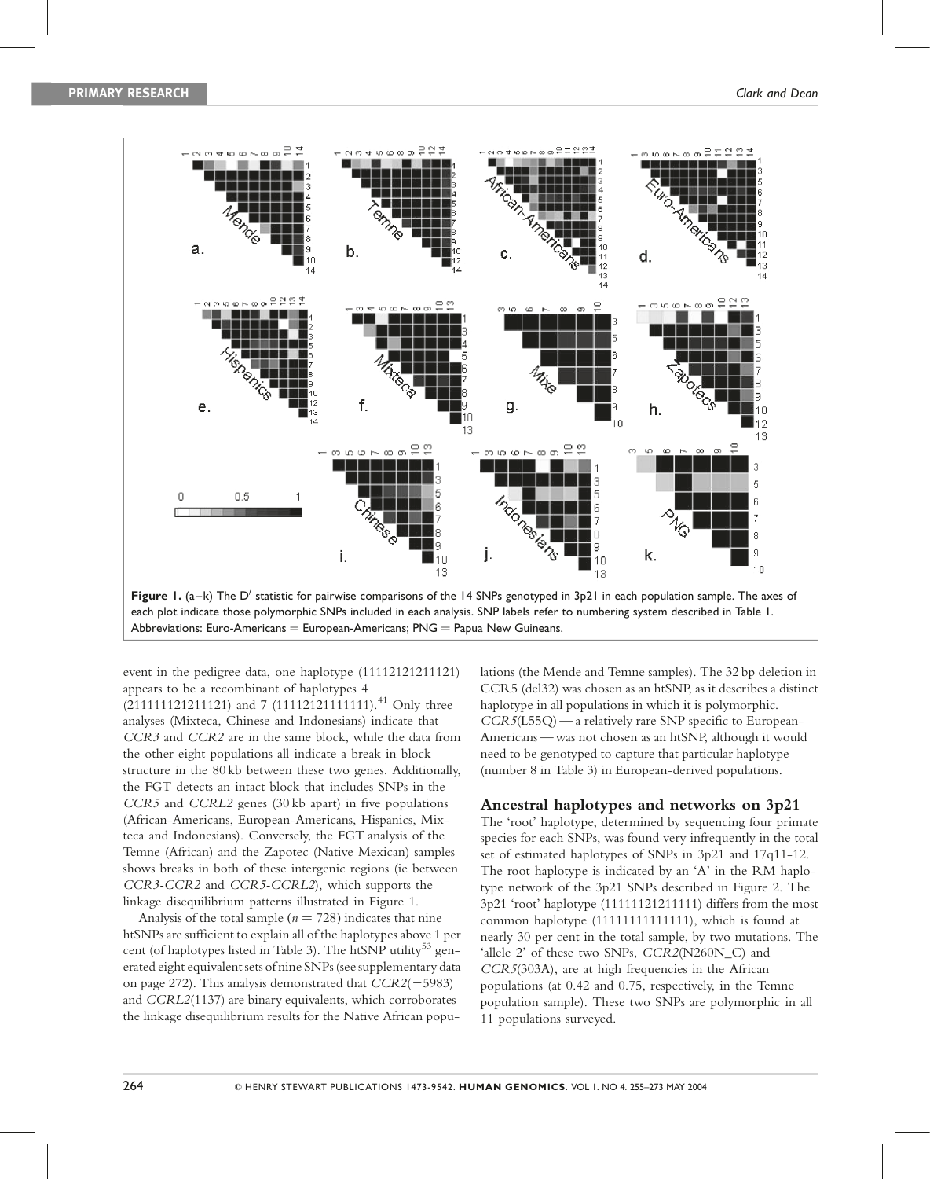**Figure 1.** (a–k) The $D'$ statistic for pairwise comparisons of the 14 SNPs genotyped in 3p21 in each population sample. The axes of each plot indicate those polymorphic SNPs included in each analysis. SNP labels refer to numbering system described in Table 1. Abbreviations: Euro-Americans = European-Americans; PNG = Papua New Guineans.

event in the pedigree data, one haplotype (11112121211121) appears to be a recombinant of haplotypes 4 (211111121211121) and 7 (11112121111111).[41] Only three analyses (Mixteca, Chinese and Indonesians) indicate that *CCR3* and *CCR2* are in the same block, while the data from the other eight populations all indicate a break in block structure in the 80 kb between these two genes. Additionally, the FGT detects an intact block that includes SNPs in the *CCR5* and *CCRL2* genes (30 kb apart) in five populations (African-Americans, European-Americans, Hispanics, Mixteca and Indonesians). Conversely, the FGT analysis of the Temne (African) and the Zapotec (Native Mexican) samples shows breaks in both of these intergenic regions (ie between *CCR3-CCR2* and *CCR5-CCRL2*), which supports the linkage disequilibrium patterns illustrated in Figure 1.

Analysis of the total sample ($n = 728$) indicates that nine htSNPs are sufficient to explain all of the haplotypes above 1 per cent (of haplotypes listed in Table 3). The htSNP utility[53] generated eight equivalent sets of nine SNPs (see supplementary data on page 272). This analysis demonstrated that *CCR2*(−5983) and *CCRL2*(1137) are binary equivalents, which corroborates the linkage disequilibrium results for the Native African populations (the Mende and Temne samples). The 32 bp deletion in CCR5 (del32) was chosen as an htSNP, as it describes a distinct haplotype in all populations in which it is polymorphic. *CCR5*(L55Q) — a relatively rare SNP specific to European-Americans — was not chosen as an htSNP, although it would need to be genotyped to capture that particular haplotype (number 8 in Table 3) in European-derived populations.

## Ancestral haplotypes and networks on 3p21

The 'root' haplotype, determined by sequencing four primate species for each SNPs, was found very infrequently in the total set of estimated haplotypes of SNPs in 3p21 and 17q11-12. The root haplotype is indicated by an 'A' in the RM haplotype network of the 3p21 SNPs described in Figure 2. The 3p21 'root' haplotype (11111121211111) differs from the most common haplotype (11111111111111), which is found at nearly 30 per cent in the total sample, by two mutations. The 'allele 2' of these two SNPs, *CCR2*(N260N_C) and *CCR5*(303A), are at high frequencies in the African populations (at 0.42 and 0.75, respectively, in the Temne population sample). These two SNPs are polymorphic in all 11 populations surveyed.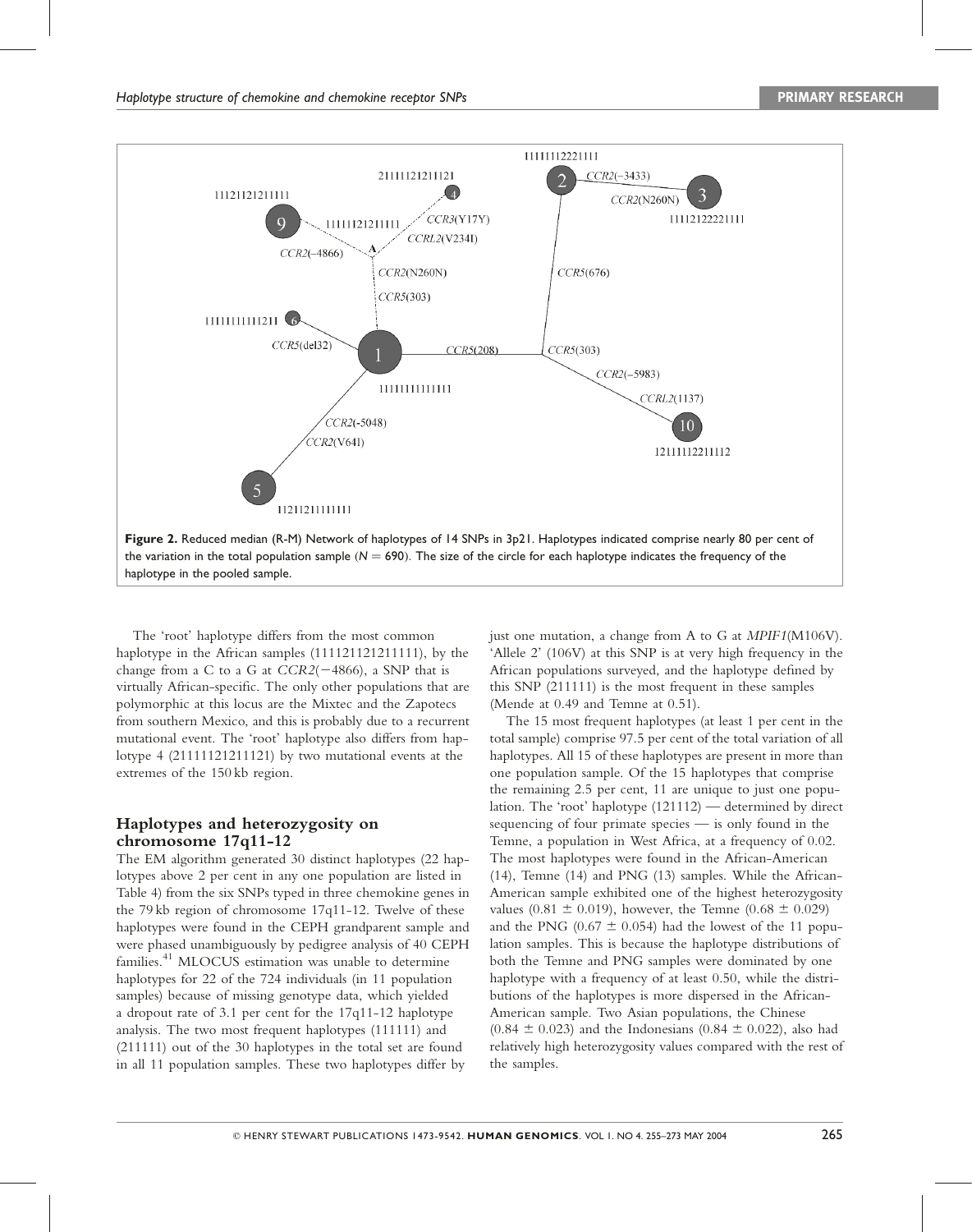**Figure 2.** Reduced median (R-M) Network of haplotypes of 14 SNPs in 3p21. Haplotypes indicated comprise nearly 80 per cent of the variation in the total population sample ($N = 690$). The size of the circle for each haplotype indicates the frequency of the haplotype in the pooled sample.

The 'root' haplotype differs from the most common haplotype in the African samples (11112112121111​1), by the change from a C to a G at *CCR2*(−4866), a SNP that is virtually African-specific. The only other populations that are polymorphic at this locus are the Mixtec and the Zapotecs from southern Mexico, and this is probably due to a recurrent mutational event. The 'root' haplotype also differs from haplotype 4 (21111121211121) by two mutational events at the extremes of the 150 kb region.

## Haplotypes and heterozygosity on chromosome 17q11-12

The EM algorithm generated 30 distinct haplotypes (22 haplotypes above 2 per cent in any one population are listed in Table 4) from the six SNPs typed in three chemokine genes in the 79 kb region of chromosome 17q11-12. Twelve of these haplotypes were found in the CEPH grandparent sample and were phased unambiguously by pedigree analysis of 40 CEPH families.[41] MLOCUS estimation was unable to determine haplotypes for 22 of the 724 individuals (in 11 population samples) because of missing genotype data, which yielded a dropout rate of 3.1 per cent for the 17q11-12 haplotype analysis. The two most frequent haplotypes (111111) and (211111) out of the 30 haplotypes in the total set are found in all 11 population samples. These two haplotypes differ by just one mutation, a change from A to G at *MPIF1*(M106V). 'Allele 2' (106V) at this SNP is at very high frequency in the African populations surveyed, and the haplotype defined by this SNP (211111) is the most frequent in these samples (Mende at 0.49 and Temne at 0.51).

The 15 most frequent haplotypes (at least 1 per cent in the total sample) comprise 97.5 per cent of the total variation of all haplotypes. All 15 of these haplotypes are present in more than one population sample. Of the 15 haplotypes that comprise the remaining 2.5 per cent, 11 are unique to just one population. The 'root' haplotype (121112) — determined by direct sequencing of four primate species — is only found in the Temne, a population in West Africa, at a frequency of 0.02. The most haplotypes were found in the African-American (14), Temne (14) and PNG (13) samples. While the African-American sample exhibited one of the highest heterozygosity values (0.81 ± 0.019), however, the Temne (0.68 ± 0.029) and the PNG (0.67 ± 0.054) had the lowest of the 11 population samples. This is because the haplotype distributions of both the Temne and PNG samples were dominated by one haplotype with a frequency of at least 0.50, while the distributions of the haplotypes is more dispersed in the African-American sample. Two Asian populations, the Chinese (0.84 ± 0.023) and the Indonesians (0.84 ± 0.022), also had relatively high heterozygosity values compared with the rest of the samples.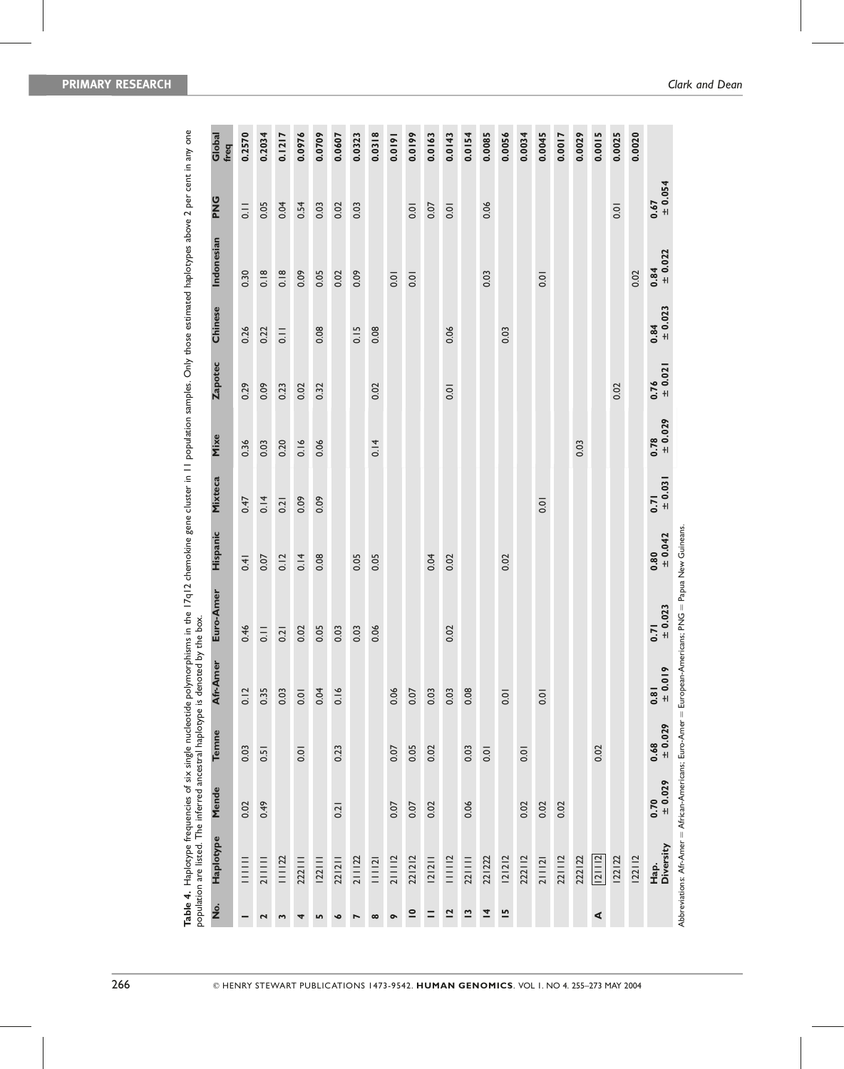**Table 4.** Haplotype frequencies of six single nucleotide polymorphisms in the 17q12 chemokine gene cluster in 11 population samples. Only those estimated haplotypes above 2 per cent in any one population are listed. The inferred ancestral haplotype is denoted by the box.

| No. | Haplotype | Mende | Temne | Afr-Amer | Euro-Amer | Hispanic | Mixteca | Mixe | Zapotec | Chinese | Indonesian | PNG | Global freq |
|---|---|---|---|---|---|---|---|---|---|---|---|---|---|
| 1 | 111111 | 0.02 | 0.03 | 0.12 | 0.46 | 0.41 | 0.47 | 0.36 | 0.29 | 0.26 | 0.30 | 0.11 | 0.2570 |
| 2 | 211111 | 0.49 | 0.51 | 0.35 | 0.11 | 0.07 | 0.14 | 0.03 | 0.09 | 0.22 | 0.18 | 0.05 | 0.2034 |
| 3 | 111122 | | | 0.03 | 0.21 | 0.12 | 0.21 | 0.20 | 0.23 | 0.11 | 0.18 | 0.04 | 0.1217 |
| 4 | 222111 | | 0.01 | 0.01 | 0.02 | 0.14 | 0.09 | 0.16 | 0.02 | | 0.09 | 0.54 | 0.0976 |
| 5 | 122111 | | | 0.04 | 0.05 | 0.08 | 0.09 | 0.06 | 0.32 | 0.08 | 0.05 | 0.03 | 0.0709 |
| 6 | 221211 | 0.21 | 0.23 | 0.16 | 0.03 | | | | | | 0.02 | 0.02 | 0.0607 |
| 7 | 211122 | | | | 0.03 | 0.05 | | | | 0.15 | 0.09 | 0.03 | 0.0323 |
| 8 | 111121 | | | | 0.06 | 0.05 | | 0.14 | 0.02 | 0.08 | | | 0.0318 |
| 9 | 211112 | 0.07 | 0.07 | 0.06 | | | | | | | 0.01 | | 0.0191 |
| 10 | 221212 | 0.07 | 0.05 | 0.07 | | | | | | | 0.01 | 0.01 | 0.0199 |
| 11 | 121211 | 0.02 | 0.02 | 0.03 | | 0.04 | | | | | | 0.07 | 0.0163 |
| 12 | 111112 | | | 0.03 | 0.02 | 0.02 | | | 0.01 | 0.06 | | 0.01 | 0.0143 |
| 13 | 221111 | 0.06 | 0.03 | 0.08 | | | | | | | | | 0.0154 |
| 14 | 221222 | | 0.01 | | | | | | | | 0.03 | 0.06 | 0.0085 |
| 15 | 121212 | | | 0.01 | | 0.02 | | | | 0.03 | | | 0.0056 |
| | 222112 | 0.02 | 0.01 | | | | | | | | | | 0.0034 |
| | 211121 | 0.02 | | 0.01 | | | 0.01 | | | | 0.01 | | 0.0045 |
| | 221112 | 0.02 | | | | | | | | | | | 0.0017 |
| | 222122 | | | | | | | 0.03 | | | | | 0.0029 |
| A | [121112] | | 0.02 | | | | | | | | | | 0.0015 |
| | 122122 | | | | | | | | 0.02 | | | 0.01 | 0.0025 |
| | 122112 | | | | | | | | | | 0.02 | | 0.0020 |
| | **Hap. Diversity** | **0.70 ± 0.029** | **0.68 ± 0.029** | **0.81 ± 0.019** | **0.71 ± 0.023** | **0.80 ± 0.042** | **0.71 ± 0.031** | **0.78 ± 0.029** | **0.76 ± 0.021** | **0.84 ± 0.023** | **0.84 ± 0.022** | **0.67 ± 0.054** | |

Abbreviations: Afr-Amer = African-Americans; Euro-Amer = European-Americans; PNG = Papua New Guineans.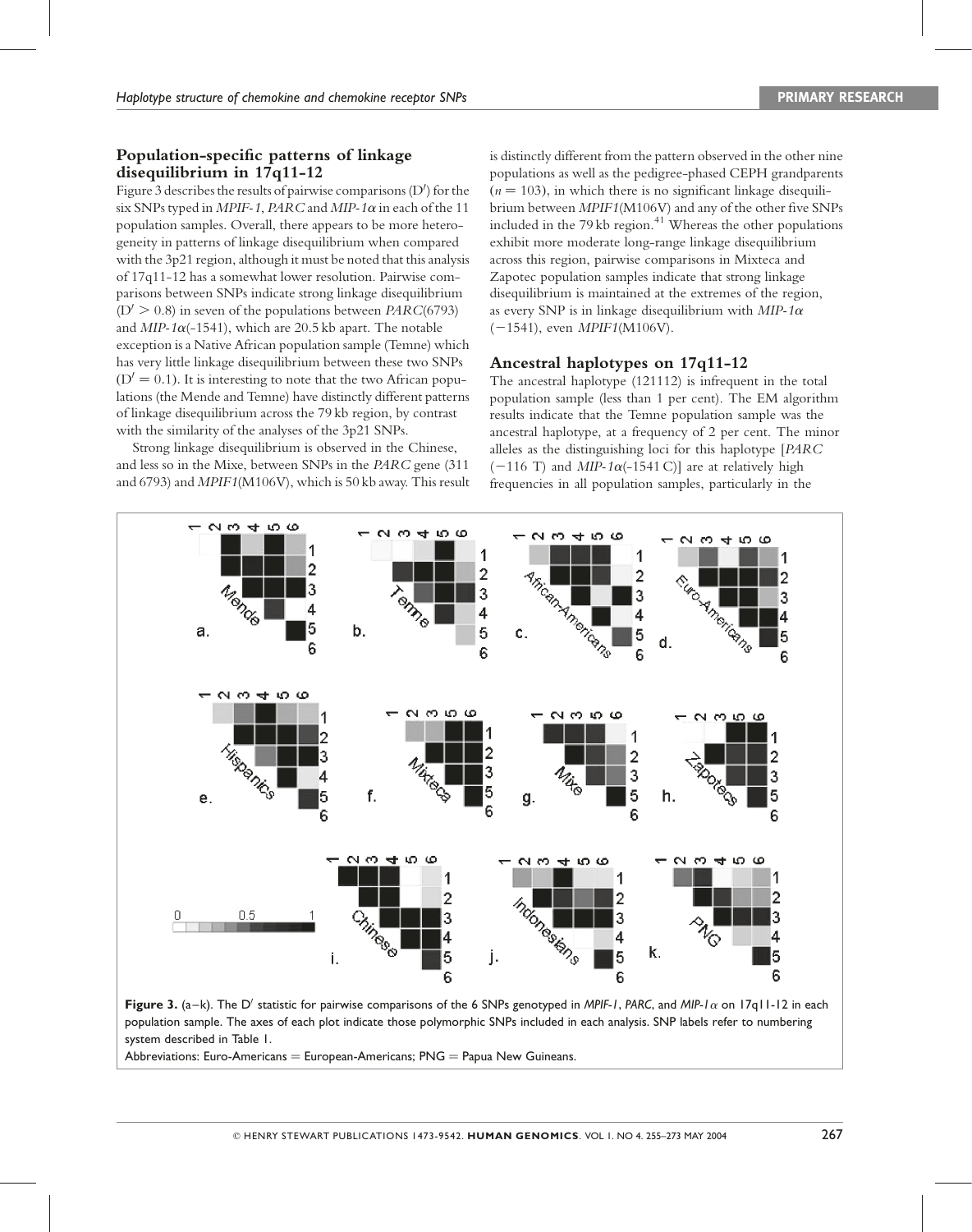## Population-specific patterns of linkage disequilibrium in 17q11-12

Figure 3 describes the results of pairwise comparisons (D′) for the six SNPs typed in *MPIF-1*, *PARC* and *MIP-1α* in each of the 11 population samples. Overall, there appears to be more heterogeneity in patterns of linkage disequilibrium when compared with the 3p21 region, although it must be noted that this analysis of 17q11-12 has a somewhat lower resolution. Pairwise comparisons between SNPs indicate strong linkage disequilibrium ($D' > 0.8$) in seven of the populations between *PARC*(6793) and *MIP-1α*(-1541), which are 20.5 kb apart. The notable exception is a Native African population sample (Temne) which has very little linkage disequilibrium between these two SNPs ($D' = 0.1$). It is interesting to note that the two African populations (the Mende and Temne) have distinctly different patterns of linkage disequilibrium across the 79 kb region, by contrast with the similarity of the analyses of the 3p21 SNPs.

Strong linkage disequilibrium is observed in the Chinese, and less so in the Mixe, between SNPs in the *PARC* gene (311 and 6793) and *MPIF1*(M106V), which is 50 kb away. This result is distinctly different from the pattern observed in the other nine populations as well as the pedigree-phased CEPH grandparents ($n = 103$), in which there is no significant linkage disequilibrium between *MPIF1*(M106V) and any of the other five SNPs included in the 79 kb region.[41] Whereas the other populations exhibit more moderate long-range linkage disequilibrium across this region, pairwise comparisons in Mixteca and Zapotec population samples indicate that strong linkage disequilibrium is maintained at the extremes of the region, as every SNP is in linkage disequilibrium with *MIP-1α* (−1541), even *MPIF1*(M106V).

## Ancestral haplotypes on 17q11-12

The ancestral haplotype (121112) is infrequent in the total population sample (less than 1 per cent). The EM algorithm results indicate that the Temne population sample was the ancestral haplotype, at a frequency of 2 per cent. The minor alleles as the distinguishing loci for this haplotype [*PARC* (−116 T) and *MIP-1α*(-1541 C)] are at relatively high frequencies in all population samples, particularly in the

**Figure 3.** (a–k). The D′ statistic for pairwise comparisons of the 6 SNPs genotyped in *MPIF-1*, *PARC*, and *MIP-1α* on 17q11-12 in each population sample. The axes of each plot indicate those polymorphic SNPs included in each analysis. SNP labels refer to numbering system described in Table 1.
Abbreviations: Euro-Americans = European-Americans; PNG = Papua New Guineans.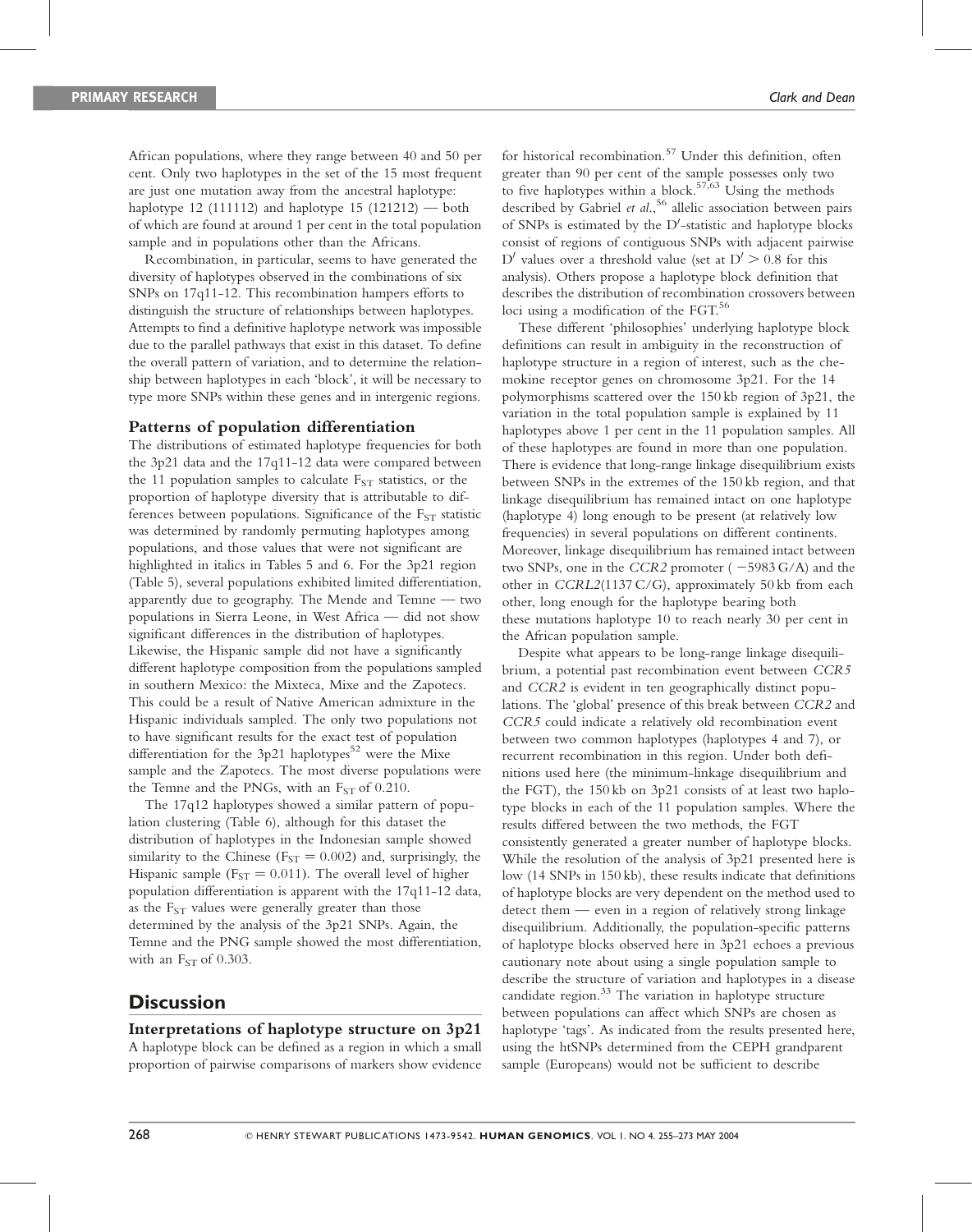African populations, where they range between 40 and 50 per cent. Only two haplotypes in the set of the 15 most frequent are just one mutation away from the ancestral haplotype: haplotype 12 (111112) and haplotype 15 (121212) — both of which are found at around 1 per cent in the total population sample and in populations other than the Africans.

Recombination, in particular, seems to have generated the diversity of haplotypes observed in the combinations of six SNPs on 17q11-12. This recombination hampers efforts to distinguish the structure of relationships between haplotypes. Attempts to find a definitive haplotype network was impossible due to the parallel pathways that exist in this dataset. To define the overall pattern of variation, and to determine the relationship between haplotypes in each 'block', it will be necessary to type more SNPs within these genes and in intergenic regions.

### Patterns of population differentiation

The distributions of estimated haplotype frequencies for both the 3p21 data and the 17q11-12 data were compared between the 11 population samples to calculate $F_{ST}$ statistics, or the proportion of haplotype diversity that is attributable to differences between populations. Significance of the $F_{ST}$ statistic was determined by randomly permuting haplotypes among populations, and those values that were not significant are highlighted in italics in Tables 5 and 6. For the 3p21 region (Table 5), several populations exhibited limited differentiation, apparently due to geography. The Mende and Temne — two populations in Sierra Leone, in West Africa — did not show significant differences in the distribution of haplotypes. Likewise, the Hispanic sample did not have a significantly different haplotype composition from the populations sampled in southern Mexico: the Mixteca, Mixe and the Zapotecs. This could be a result of Native American admixture in the Hispanic individuals sampled. The only two populations not to have significant results for the exact test of population differentiation for the 3p21 haplotypes[52] were the Mixe sample and the Zapotecs. The most diverse populations were the Temne and the PNGs, with an $F_{ST}$ of 0.210.

The 17q12 haplotypes showed a similar pattern of population clustering (Table 6), although for this dataset the distribution of haplotypes in the Indonesian sample showed similarity to the Chinese ($F_{ST} = 0.002$) and, surprisingly, the Hispanic sample ($F_{ST} = 0.011$). The overall level of higher population differentiation is apparent with the 17q11-12 data, as the $F_{ST}$ values were generally greater than those determined by the analysis of the 3p21 SNPs. Again, the Temne and the PNG sample showed the most differentiation, with an $F_{ST}$ of 0.303.

## Discussion

### Interpretations of haplotype structure on 3p21

A haplotype block can be defined as a region in which a small proportion of pairwise comparisons of markers show evidence for historical recombination.[57] Under this definition, often greater than 90 per cent of the sample possesses only two to five haplotypes within a block.[57,63] Using the methods described by Gabriel *et al.*,[56] allelic association between pairs of SNPs is estimated by the D′-statistic and haplotype blocks consist of regions of contiguous SNPs with adjacent pairwise D′ values over a threshold value (set at $D' > 0.8$ for this analysis). Others propose a haplotype block definition that describes the distribution of recombination crossovers between loci using a modification of the FGT.[56]

These different 'philosophies' underlying haplotype block definitions can result in ambiguity in the reconstruction of haplotype structure in a region of interest, such as the chemokine receptor genes on chromosome 3p21. For the 14 polymorphisms scattered over the 150 kb region of 3p21, the variation in the total population sample is explained by 11 haplotypes above 1 per cent in the 11 population samples. All of these haplotypes are found in more than one population. There is evidence that long-range linkage disequilibrium exists between SNPs in the extremes of the 150 kb region, and that linkage disequilibrium has remained intact on one haplotype (haplotype 4) long enough to be present (at relatively low frequencies) in several populations on different continents. Moreover, linkage disequilibrium has remained intact between two SNPs, one in the *CCR2* promoter ( −5983 G/A) and the other in *CCRL2*(1137 C/G), approximately 50 kb from each other, long enough for the haplotype bearing both these mutations haplotype 10 to reach nearly 30 per cent in the African population sample.

Despite what appears to be long-range linkage disequilibrium, a potential past recombination event between *CCR5* and *CCR2* is evident in ten geographically distinct populations. The 'global' presence of this break between *CCR2* and *CCR5* could indicate a relatively old recombination event between two common haplotypes (haplotypes 4 and 7), or recurrent recombination in this region. Under both definitions used here (the minimum-linkage disequilibrium and the FGT), the 150 kb on 3p21 consists of at least two haplotype blocks in each of the 11 population samples. Where the results differed between the two methods, the FGT consistently generated a greater number of haplotype blocks. While the resolution of the analysis of 3p21 presented here is low (14 SNPs in 150 kb), these results indicate that definitions of haplotype blocks are very dependent on the method used to detect them — even in a region of relatively strong linkage disequilibrium. Additionally, the population-specific patterns of haplotype blocks observed here in 3p21 echoes a previous cautionary note about using a single population sample to describe the structure of variation and haplotypes in a disease candidate region.[33] The variation in haplotype structure between populations can affect which SNPs are chosen as haplotype 'tags'. As indicated from the results presented here, using the htSNPs determined from the CEPH grandparent sample (Europeans) would not be sufficient to describe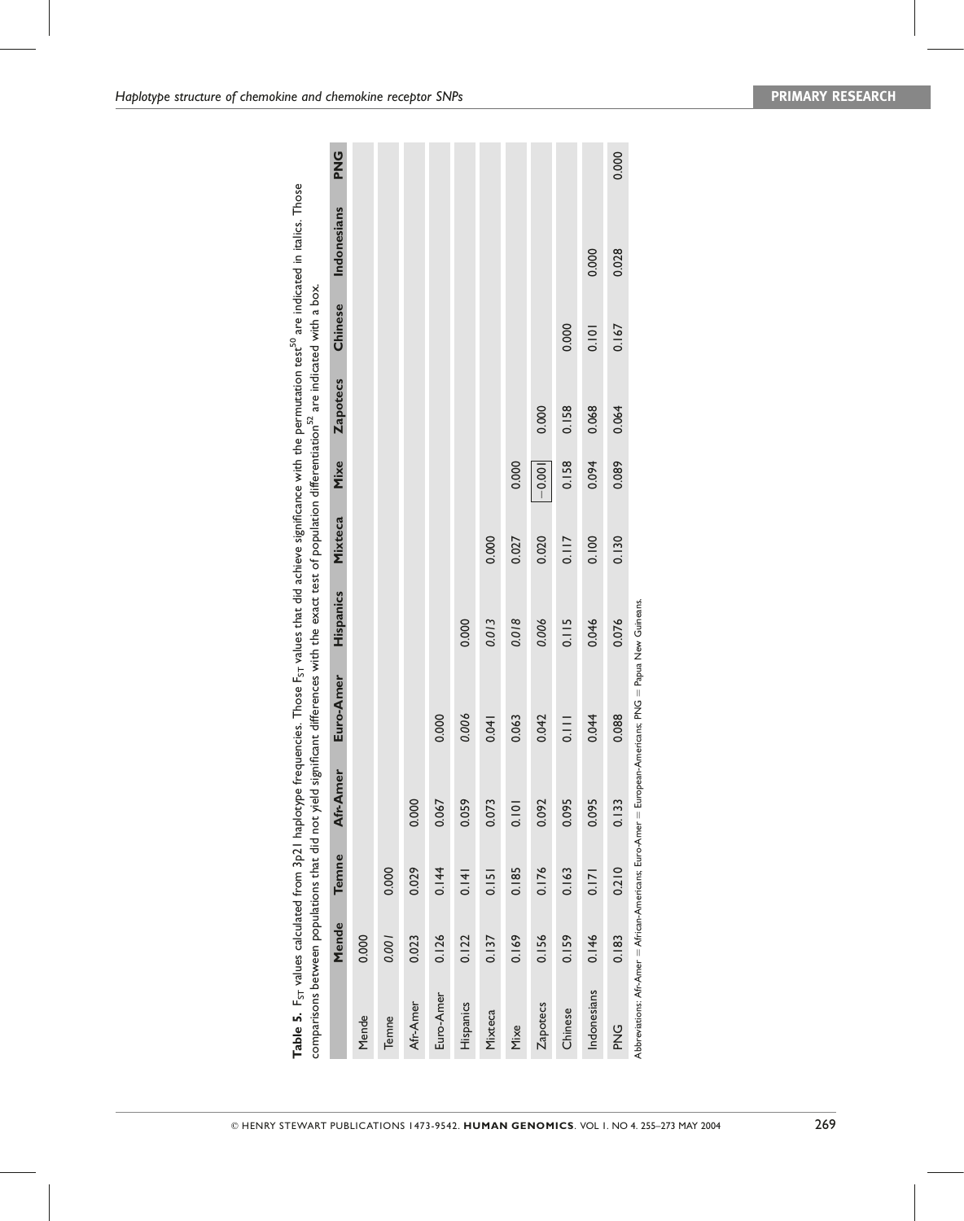**Table 5.** $F_{ST}$ values calculated from 3p21 haplotype frequencies. Those $F_{ST}$ values that did achieve significance with the permutation test[50] are indicated in italics. Those comparisons between populations that did not yield significant differences with the exact test of population differentiation[52] are indicated with a box.

| | Mende | Temne | Afr-Amer | Euro-Amer | Hispanics | Mixteca | Mixe | Zapotecs | Chinese | Indonesians | PNG |
|---|---|---|---|---|---|---|---|---|---|---|---|
| Mende | 0.000 | | | | | | | | | | |
| Temne | *0.001* | 0.000 | | | | | | | | | |
| Afr-Amer | 0.023 | 0.029 | 0.000 | | | | | | | | |
| Euro-Amer | 0.126 | 0.144 | 0.067 | 0.000 | | | | | | | |
| Hispanics | 0.122 | 0.141 | 0.059 | *0.006* | 0.000 | | | | | | |
| Mixteca | 0.137 | 0.151 | 0.073 | 0.041 | *0.013* | 0.000 | | | | | |
| Mixe | 0.169 | 0.185 | 0.101 | 0.063 | *0.018* | 0.027 | 0.000 | | | | |
| Zapotecs | 0.156 | 0.176 | 0.092 | 0.042 | *0.006* | 0.020 | [−0.001] | 0.000 | | | |
| Chinese | 0.159 | 0.163 | 0.095 | 0.111 | 0.115 | 0.117 | 0.158 | 0.158 | 0.000 | | |
| Indonesians | 0.146 | 0.171 | 0.095 | 0.044 | 0.046 | 0.100 | 0.094 | 0.068 | 0.101 | 0.000 | |
| PNG | 0.183 | 0.210 | 0.133 | 0.088 | 0.076 | 0.130 | 0.089 | 0.064 | 0.167 | 0.028 | 0.000 |

Abbreviations: Afr-Amer = African-Americans; Euro-Amer = European-Americans; PNG = Papua New Guineans.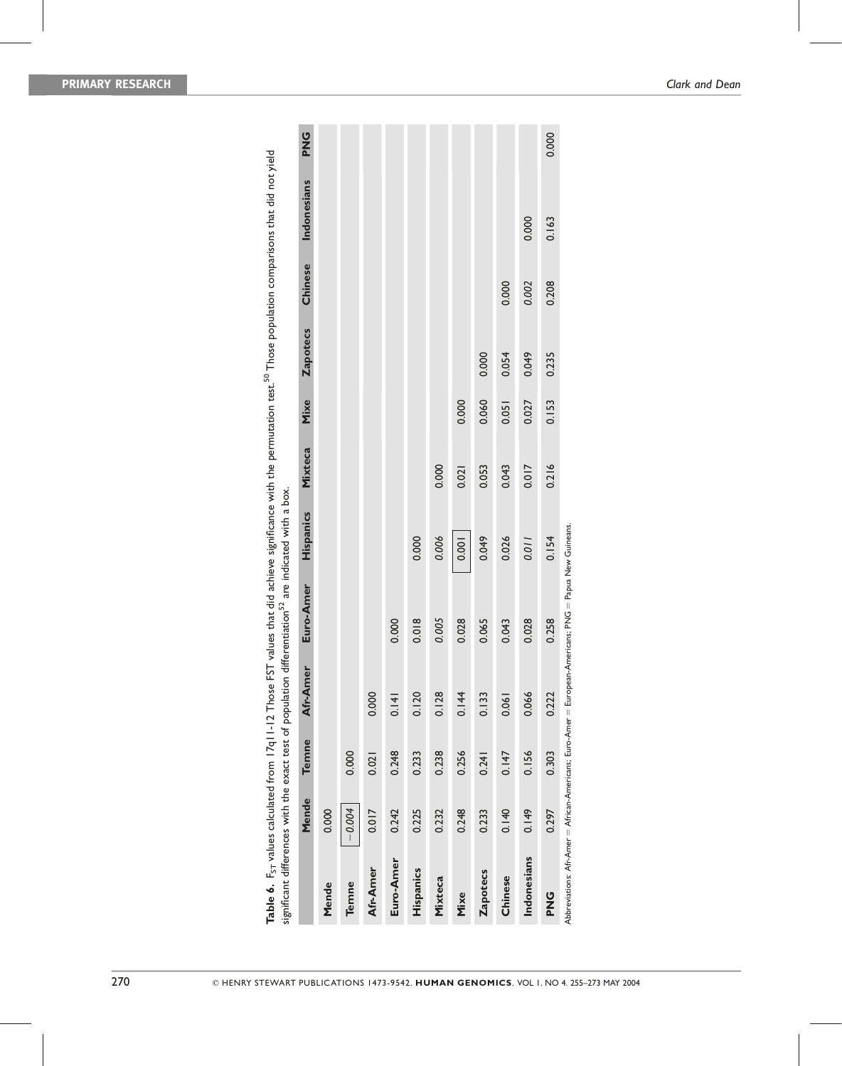**Table 6.** $F_{ST}$ values calculated from 17q11-12 Those FST values that did achieve significance with the permutation test.[50] Those population comparisons that did not yield significant differences with the exact test of population differentiation[52] are indicated with a box.

| | Mende | Temne | Afr-Amer | Euro-Amer | Hispanics | Mixteca | Mixe | Zapotecs | Chinese | Indonesians | PNG |
|---|---|---|---|---|---|---|---|---|---|---|---|
| **Mende** | 0.000 | | | | | | | | | | |
| **Temne** | *−0.004* | 0.000 | | | | | | | | | |
| **Afr-Amer** | 0.017 | 0.021 | 0.000 | | | | | | | | |
| **Euro-Amer** | 0.242 | 0.248 | 0.141 | 0.000 | | | | | | | |
| **Hispanics** | 0.225 | 0.233 | 0.120 | 0.018 | 0.000 | | | | | | |
| **Mixteca** | 0.232 | 0.238 | 0.128 | *0.005* | *0.006* | 0.000 | | | | | |
| **Mixe** | 0.248 | 0.256 | 0.144 | 0.028 | *0.001* | 0.021 | 0.000 | | | | |
| **Zapotecs** | 0.233 | 0.241 | 0.133 | 0.065 | 0.049 | 0.053 | 0.060 | 0.000 | | | |
| **Chinese** | 0.140 | 0.147 | 0.061 | 0.043 | 0.026 | 0.043 | 0.051 | 0.054 | 0.000 | | |
| **Indonesians** | 0.149 | 0.156 | 0.066 | 0.028 | *0.011* | 0.017 | 0.027 | 0.049 | 0.002 | 0.000 | |
| **PNG** | 0.297 | 0.303 | 0.222 | 0.258 | 0.154 | 0.216 | 0.153 | 0.235 | 0.208 | 0.163 | 0.000 |

Abbreviations: Afr-Amer = African-Americans; Euro-Amer = European-Americans; PNG = Papua New Guineans.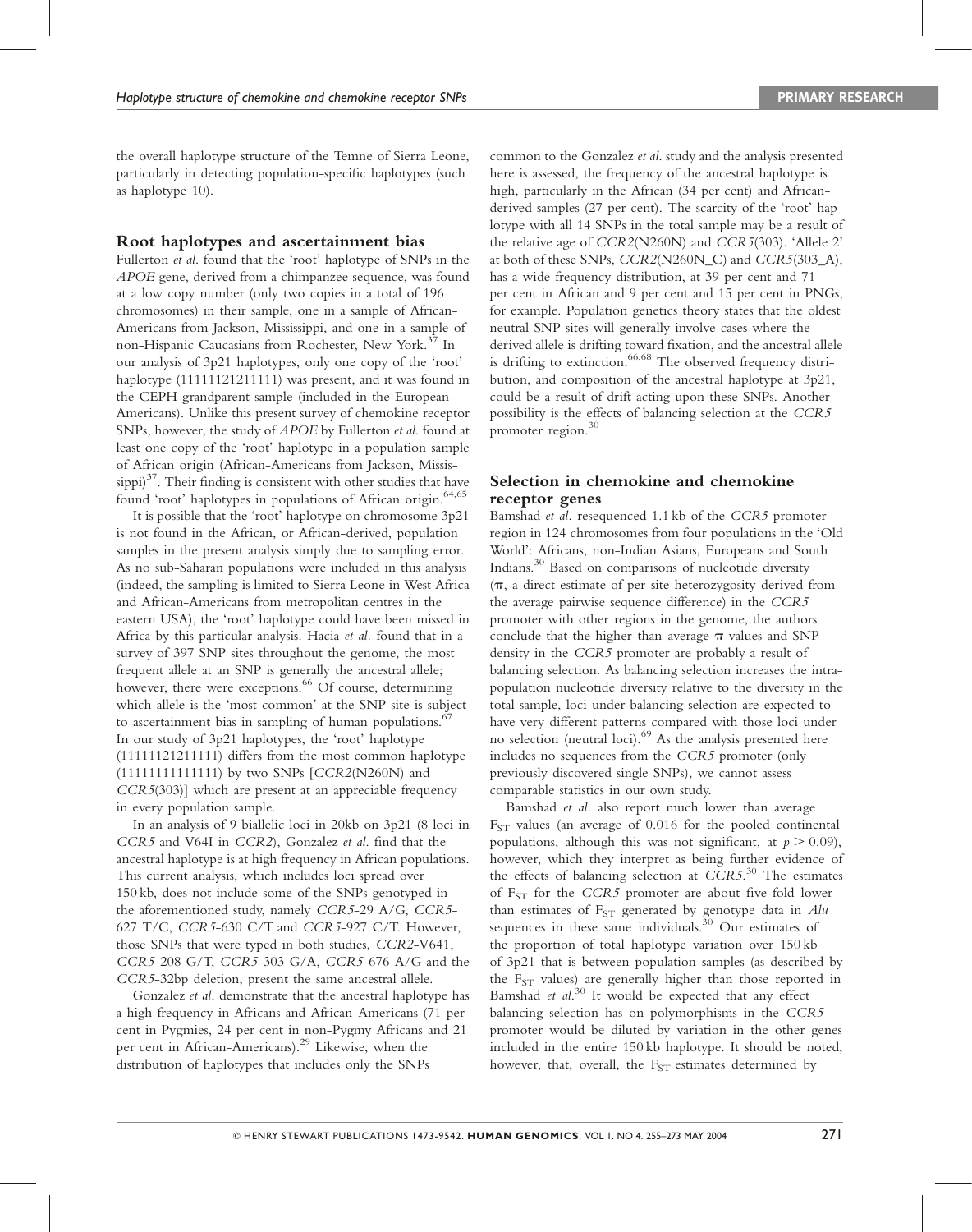the overall haplotype structure of the Temne of Sierra Leone, particularly in detecting population-specific haplotypes (such as haplotype 10).

## Root haplotypes and ascertainment bias

Fullerton *et al.* found that the 'root' haplotype of SNPs in the *APOE* gene, derived from a chimpanzee sequence, was found at a low copy number (only two copies in a total of 196 chromosomes) in their sample, one in a sample of African-Americans from Jackson, Mississippi, and one in a sample of non-Hispanic Caucasians from Rochester, New York.[37] In our analysis of 3p21 haplotypes, only one copy of the 'root' haplotype (11111121211111) was present, and it was found in the CEPH grandparent sample (included in the European-Americans). Unlike this present survey of chemokine receptor SNPs, however, the study of *APOE* by Fullerton *et al.* found at least one copy of the 'root' haplotype in a population sample of African origin (African-Americans from Jackson, Mississippi)[37]. Their finding is consistent with other studies that have found 'root' haplotypes in populations of African origin.[64,65]

It is possible that the 'root' haplotype on chromosome 3p21 is not found in the African, or African-derived, population samples in the present analysis simply due to sampling error. As no sub-Saharan populations were included in this analysis (indeed, the sampling is limited to Sierra Leone in West Africa and African-Americans from metropolitan centres in the eastern USA), the 'root' haplotype could have been missed in Africa by this particular analysis. Hacia *et al.* found that in a survey of 397 SNP sites throughout the genome, the most frequent allele at an SNP is generally the ancestral allele; however, there were exceptions.[66] Of course, determining which allele is the 'most common' at the SNP site is subject to ascertainment bias in sampling of human populations.[67] In our study of 3p21 haplotypes, the 'root' haplotype (11111121211111) differs from the most common haplotype (11111111111111) by two SNPs [*CCR2*(N260N) and *CCR5*(303)] which are present at an appreciable frequency in every population sample.

In an analysis of 9 biallelic loci in 20kb on 3p21 (8 loci in *CCR5* and V64I in *CCR2*), Gonzalez *et al.* find that the ancestral haplotype is at high frequency in African populations. This current analysis, which includes loci spread over 150 kb, does not include some of the SNPs genotyped in the aforementioned study, namely *CCR5*-29 A/G, *CCR5*-627 T/C, *CCR5*-630 C/T and *CCR5*-927 C/T. However, those SNPs that were typed in both studies, *CCR2*-V641, *CCR5*-208 G/T, *CCR5*-303 G/A, *CCR5*-676 A/G and the *CCR5*-32bp deletion, present the same ancestral allele.

Gonzalez *et al.* demonstrate that the ancestral haplotype has a high frequency in Africans and African-Americans (71 per cent in Pygmies, 24 per cent in non-Pygmy Africans and 21 per cent in African-Americans).[29] Likewise, when the distribution of haplotypes that includes only the SNPs common to the Gonzalez *et al.* study and the analysis presented here is assessed, the frequency of the ancestral haplotype is high, particularly in the African (34 per cent) and African-derived samples (27 per cent). The scarcity of the 'root' haplotype with all 14 SNPs in the total sample may be a result of the relative age of *CCR2*(N260N) and *CCR5*(303). 'Allele 2' at both of these SNPs, *CCR2*(N260N_C) and *CCR5*(303_A), has a wide frequency distribution, at 39 per cent and 71 per cent in African and 9 per cent and 15 per cent in PNGs, for example. Population genetics theory states that the oldest neutral SNP sites will generally involve cases where the derived allele is drifting toward fixation, and the ancestral allele is drifting to extinction.[66,68] The observed frequency distribution, and composition of the ancestral haplotype at 3p21, could be a result of drift acting upon these SNPs. Another possibility is the effects of balancing selection at the *CCR5* promoter region.[30]

## Selection in chemokine and chemokine receptor genes

Bamshad *et al.* resequenced 1.1 kb of the *CCR5* promoter region in 124 chromosomes from four populations in the 'Old World': Africans, non-Indian Asians, Europeans and South Indians.[30] Based on comparisons of nucleotide diversity ($\pi$, a direct estimate of per-site heterozygosity derived from the average pairwise sequence difference) in the *CCR5* promoter with other regions in the genome, the authors conclude that the higher-than-average $\pi$ values and SNP density in the *CCR5* promoter are probably a result of balancing selection. As balancing selection increases the intra-population nucleotide diversity relative to the diversity in the total sample, loci under balancing selection are expected to have very different patterns compared with those loci under no selection (neutral loci).[69] As the analysis presented here includes no sequences from the *CCR5* promoter (only previously discovered single SNPs), we cannot assess comparable statistics in our own study.

Bamshad *et al.* also report much lower than average $F_{ST}$ values (an average of 0.016 for the pooled continental populations, although this was not significant, at $p > 0.09$), however, which they interpret as being further evidence of the effects of balancing selection at *CCR5*.[30] The estimates of $F_{ST}$ for the *CCR5* promoter are about five-fold lower than estimates of $F_{ST}$ generated by genotype data in *Alu* sequences in these same individuals.[30] Our estimates of the proportion of total haplotype variation over 150 kb of 3p21 that is between population samples (as described by the $F_{ST}$ values) are generally higher than those reported in Bamshad *et al.*[30] It would be expected that any effect balancing selection has on polymorphisms in the *CCR5* promoter would be diluted by variation in the other genes included in the entire 150 kb haplotype. It should be noted, however, that, overall, the $F_{ST}$ estimates determined by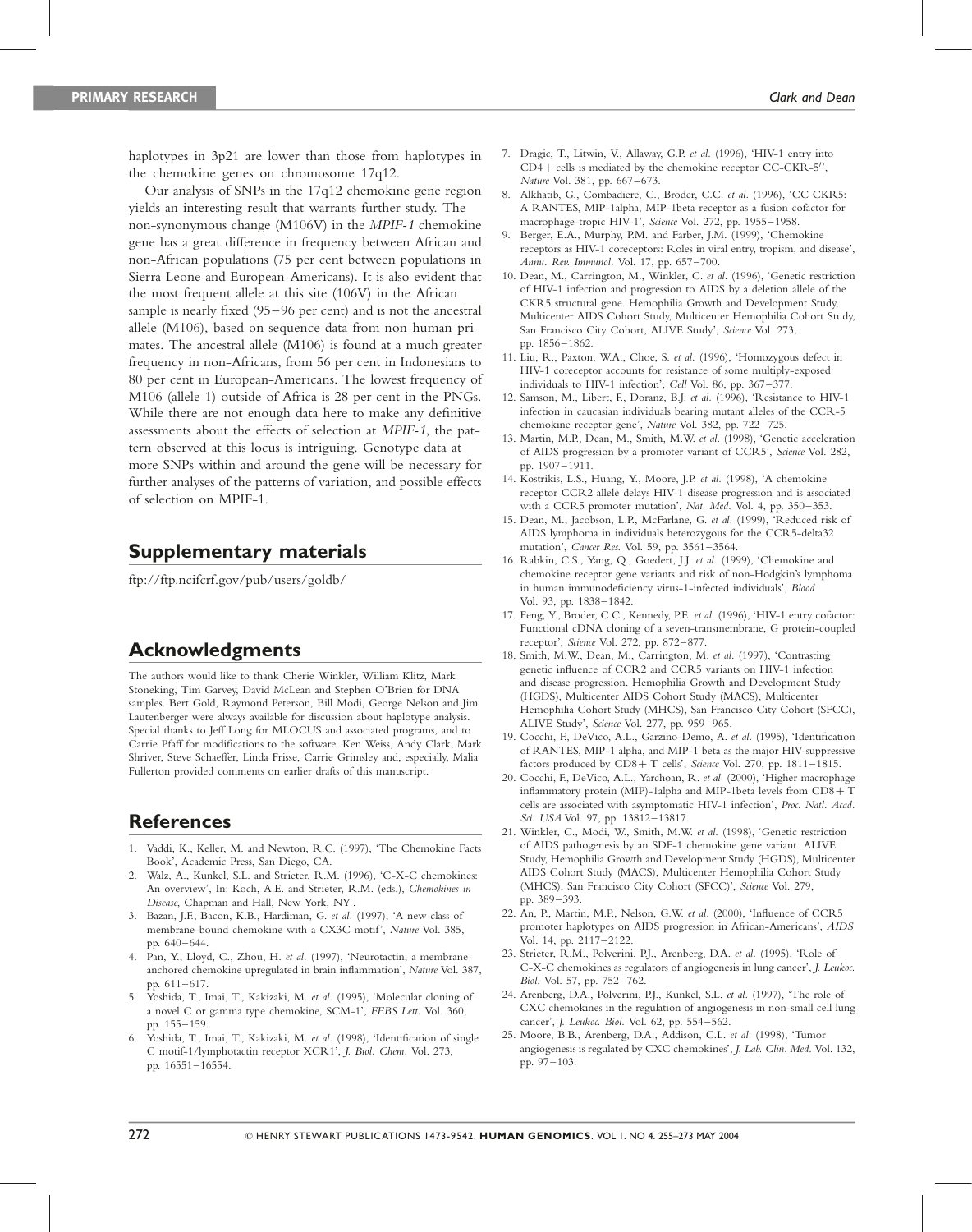haplotypes in 3p21 are lower than those from haplotypes in the chemokine genes on chromosome 17q12.

Our analysis of SNPs in the 17q12 chemokine gene region yields an interesting result that warrants further study. The non-synonymous change (M106V) in the *MPIF-1* chemokine gene has a great difference in frequency between African and non-African populations (75 per cent between populations in Sierra Leone and European-Americans). It is also evident that the most frequent allele at this site (106V) in the African sample is nearly fixed (95–96 per cent) and is not the ancestral allele (M106), based on sequence data from non-human primates. The ancestral allele (M106) is found at a much greater frequency in non-Africans, from 56 per cent in Indonesians to 80 per cent in European-Americans. The lowest frequency of M106 (allele 1) outside of Africa is 28 per cent in the PNGs. While there are not enough data here to make any definitive assessments about the effects of selection at *MPIF-1*, the pattern observed at this locus is intriguing. Genotype data at more SNPs within and around the gene will be necessary for further analyses of the patterns of variation, and possible effects of selection on MPIF-1.

## Supplementary materials

ftp://ftp.ncifcrf.gov/pub/users/goldb/

## Acknowledgments

The authors would like to thank Cherie Winkler, William Klitz, Mark Stoneking, Tim Garvey, David McLean and Stephen O'Brien for DNA samples. Bert Gold, Raymond Peterson, Bill Modi, George Nelson and Jim Lautenberger were always available for discussion about haplotype analysis. Special thanks to Jeff Long for MLOCUS and associated programs, and to Carrie Pfaff for modifications to the software. Ken Weiss, Andy Clark, Mark Shriver, Steve Schaeffer, Linda Frisse, Carrie Grimsley and, especially, Malia Fullerton provided comments on earlier drafts of this manuscript.

## References

1. Vaddi, K., Keller, M. and Newton, R.C. (1997), 'The Chemokine Facts Book', Academic Press, San Diego, CA.
2. Walz, A., Kunkel, S.L. and Strieter, R.M. (1996), 'C-X-C chemokines: An overview', In: Koch, A.E. and Strieter, R.M. (eds.), *Chemokines in Disease*, Chapman and Hall, New York, NY .
3. Bazan, J.F., Bacon, K.B., Hardiman, G. *et al*. (1997), 'A new class of membrane-bound chemokine with a CX3C motif", *Nature* Vol. 385, pp. 640–644.
4. Pan, Y., Lloyd, C., Zhou, H. *et al*. (1997), 'Neurotactin, a membrane-anchored chemokine upregulated in brain inflammation', *Nature* Vol. 387, pp. 611–617.
5. Yoshida, T., Imai, T., Kakizaki, M. *et al*. (1995), 'Molecular cloning of a novel C or gamma type chemokine, SCM-1', *FEBS Lett*. Vol. 360, pp. 155–159.
6. Yoshida, T., Imai, T., Kakizaki, M. *et al*. (1998), 'Identification of single C motif-1/lymphotactin receptor XCR1', *J. Biol. Chem*. Vol. 273, pp. 16551–16554.
7. Dragic, T., Litwin, V., Allaway, G.P. *et al*. (1996), 'HIV-1 entry into CD4+ cells is mediated by the chemokine receptor CC-CKR-5'', *Nature* Vol. 381, pp. 667–673.
8. Alkhatib, G., Combadiere, C., Broder, C.C. *et al*. (1996), 'CC CKR5: A RANTES, MIP-1alpha, MIP-1beta receptor as a fusion cofactor for macrophage-tropic HIV-1', *Science* Vol. 272, pp. 1955–1958.
9. Berger, E.A., Murphy, P.M. and Farber, J.M. (1999), 'Chemokine receptors as HIV-1 coreceptors: Roles in viral entry, tropism, and disease', *Annu. Rev. Immunol*. Vol. 17, pp. 657–700.
10. Dean, M., Carrington, M., Winkler, C. *et al*. (1996), 'Genetic restriction of HIV-1 infection and progression to AIDS by a deletion allele of the CKR5 structural gene. Hemophilia Growth and Development Study, Multicenter AIDS Cohort Study, Multicenter Hemophilia Cohort Study, San Francisco City Cohort, ALIVE Study', *Science* Vol. 273, pp. 1856–1862.
11. Liu, R., Paxton, W.A., Choe, S. *et al*. (1996), 'Homozygous defect in HIV-1 coreceptor accounts for resistance of some multiply-exposed individuals to HIV-1 infection', *Cell* Vol. 86, pp. 367–377.
12. Samson, M., Libert, F., Doranz, B.J. *et al*. (1996), 'Resistance to HIV-1 infection in caucasian individuals bearing mutant alleles of the CCR-5 chemokine receptor gene', *Nature* Vol. 382, pp. 722–725.
13. Martin, M.P., Dean, M., Smith, M.W. *et al*. (1998), 'Genetic acceleration of AIDS progression by a promoter variant of CCR5', *Science* Vol. 282, pp. 1907–1911.
14. Kostrikis, L.S., Huang, Y., Moore, J.P. *et al*. (1998), 'A chemokine receptor CCR2 allele delays HIV-1 disease progression and is associated with a CCR5 promoter mutation', *Nat. Med*. Vol. 4, pp. 350–353.
15. Dean, M., Jacobson, L.P., McFarlane, G. *et al*. (1999), 'Reduced risk of AIDS lymphoma in individuals heterozygous for the CCR5-delta32 mutation', *Cancer Res*. Vol. 59, pp. 3561–3564.
16. Rabkin, C.S., Yang, Q., Goedert, J.J. *et al*. (1999), 'Chemokine and chemokine receptor gene variants and risk of non-Hodgkin's lymphoma in human immunodeficiency virus-1-infected individuals', *Blood* Vol. 93, pp. 1838–1842.
17. Feng, Y., Broder, C.C., Kennedy, P.E. *et al*. (1996), 'HIV-1 entry cofactor: Functional cDNA cloning of a seven-transmembrane, G protein-coupled receptor', *Science* Vol. 272, pp. 872–877.
18. Smith, M.W., Dean, M., Carrington, M. *et al*. (1997), 'Contrasting genetic influence of CCR2 and CCR5 variants on HIV-1 infection and disease progression. Hemophilia Growth and Development Study (HGDS), Multicenter AIDS Cohort Study (MACS), Multicenter Hemophilia Cohort Study (MHCS), San Francisco City Cohort (SFCC), ALIVE Study', *Science* Vol. 277, pp. 959–965.
19. Cocchi, F., DeVico, A.L., Garzino-Demo, A. *et al*. (1995), 'Identification of RANTES, MIP-1 alpha, and MIP-1 beta as the major HIV-suppressive factors produced by CD8+ T cells', *Science* Vol. 270, pp. 1811–1815.
20. Cocchi, F., DeVico, A.L., Yarchoan, R. *et al*. (2000), 'Higher macrophage inflammatory protein (MIP)-1alpha and MIP-1beta levels from CD8+ T cells are associated with asymptomatic HIV-1 infection', *Proc. Natl. Acad. Sci. USA* Vol. 97, pp. 13812–13817.
21. Winkler, C., Modi, W., Smith, M.W. *et al*. (1998), 'Genetic restriction of AIDS pathogenesis by an SDF-1 chemokine gene variant. ALIVE Study, Hemophilia Growth and Development Study (HGDS), Multicenter AIDS Cohort Study (MACS), Multicenter Hemophilia Cohort Study (MHCS), San Francisco City Cohort (SFCC)', *Science* Vol. 279, pp. 389–393.
22. An, P., Martin, M.P., Nelson, G.W. *et al*. (2000), 'Influence of CCR5 promoter haplotypes on AIDS progression in African-Americans', *AIDS* Vol. 14, pp. 2117–2122.
23. Strieter, R.M., Polverini, P.J., Arenberg, D.A. *et al*. (1995), 'Role of C-X-C chemokines as regulators of angiogenesis in lung cancer', *J. Leukoc. Biol*. Vol. 57, pp. 752–762.
24. Arenberg, D.A., Polverini, P.J., Kunkel, S.L. *et al*. (1997), 'The role of CXC chemokines in the regulation of angiogenesis in non-small cell lung cancer', *J. Leukoc. Biol*. Vol. 62, pp. 554–562.
25. Moore, B.B., Arenberg, D.A., Addison, C.L. *et al*. (1998), 'Tumor angiogenesis is regulated by CXC chemokines', *J. Lab. Clin. Med*. Vol. 132, pp. 97–103.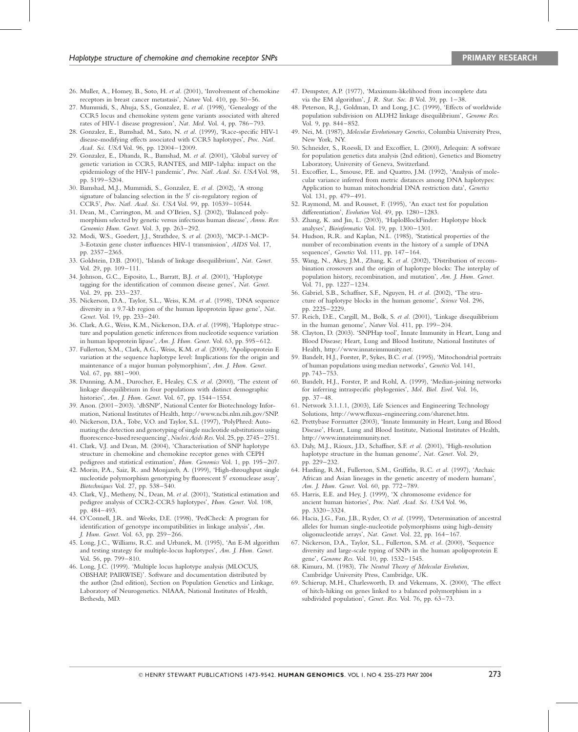26. Muller, A., Homey, B., Soto, H. *et al.* (2001), 'Involvement of chemokine receptors in breast cancer metastasis', *Nature* Vol. 410, pp. 50–56.
27. Mummidi, S., Ahuja, S.S., Gonzalez, E. *et al.* (1998), 'Genealogy of the CCR5 locus and chemokine system gene variants associated with altered rates of HIV-1 disease progression', *Nat. Med.* Vol. 4, pp. 786–793.
28. Gonzalez, E., Bamshad, M., Sato, N. *et al.* (1999), 'Race-specific HIV-1 disease-modifying effects associated with CCR5 haplotypes', *Proc. Natl. Acad. Sci. USA* Vol. 96, pp. 12004–12009.
29. Gonzalez, E., Dhanda, R., Bamshad, M. *et al.* (2001), 'Global survey of genetic variation in CCR5, RANTES, and MIP-1alpha: impact on the epidemiology of the HIV-1 pandemic', *Proc. Natl. Acad. Sci. USA* Vol. 98, pp. 5199–5204.
30. Bamshad, M.J., Mummidi, S., Gonzalez, E. *et al.* (2002), 'A strong signature of balancing selection in the 5′ cis-regulatory region of CCR5', *Proc. Natl. Acad. Sci. USA* Vol. 99, pp. 10539–10544.
31. Dean, M., Carrington, M. and O'Brien, S.J. (2002), 'Balanced polymorphism selected by genetic versus infectious human disease', *Annu. Rev. Genomics Hum. Genet.* Vol. 3, pp. 263–292.
32. Modi, W.S., Goedert, J.J., Strathdee, S. *et al.* (2003), 'MCP-1-MCP-3-Eotaxin gene cluster influences HIV-1 transmission', *AIDS* Vol. 17, pp. 2357–2365.
33. Goldstein, D.B. (2001), 'Islands of linkage disequilibrium', *Nat. Genet.* Vol. 29, pp. 109–111.
34. Johnson, G.C., Esposito, L., Barratt, B.J. *et al.* (2001), 'Haplotype tagging for the identification of common disease genes', *Nat. Genet.* Vol. 29, pp. 233–237.
35. Nickerson, D.A., Taylor, S.L., Weiss, K.M. *et al.* (1998), 'DNA sequence diversity in a 9.7-kb region of the human lipoprotein lipase gene', *Nat. Genet.* Vol. 19, pp. 233–240.
36. Clark, A.G., Weiss, K.M., Nickerson, D.A. *et al.* (1998), 'Haplotype structure and population genetic inferences from nucleotide sequence variation in human lipoprotein lipase', *Am. J. Hum. Genet.* Vol. 63, pp. 595–612.
37. Fullerton, S.M., Clark, A.G., Weiss, K.M. *et al.* (2000), 'Apolipoprotein E variation at the sequence haplotype level: Implications for the origin and maintenance of a major human polymorphism', *Am. J. Hum. Genet.* Vol. 67, pp. 881–900.
38. Dunning, A.M., Durocher, F., Healey, C.S. *et al.* (2000), 'The extent of linkage disequilibrium in four populations with distinct demographic histories', *Am. J. Hum. Genet.* Vol. 67, pp. 1544–1554.
39. Anon. (2001–2003). 'dbSNP', National Center for Biotechnology Information, National Institutes of Health, http://www.ncbi.nlm.nih.gov/SNP.
40. Nickerson, D.A., Tobe, V.O. and Taylor, S.L. (1997), 'PolyPhred: Automating the detection and genotyping of single nucleotide substitutions using fluorescence-based resequencing', *Nucleic Acids Res.* Vol. 25, pp. 2745–2751.
41. Clark, V.J. and Dean, M. (2004), 'Characterisation of SNP haplotype structure in chemokine and chemokine receptor genes with CEPH pedigrees and statistical estimation', *Hum. Genomics* Vol. 1, pp. 195–207.
42. Morin, P.A., Saiz, R. and Monjazeb, A. (1999), 'High-throughput single nucleotide polymorphism genotyping by fluorescent 5′ exonuclease assay', *Biotechniques* Vol. 27, pp. 538–540.
43. Clark, V.J., Metheny, N., Dean, M. *et al.* (2001), 'Statistical estimation and pedigree analysis of CCR2-CCR5 haplotypes', *Hum. Genet.* Vol. 108, pp. 484–493.
44. O'Connell, J.R. and Weeks, D.E. (1998), 'PedCheck: A program for identification of genotype incompatibilities in linkage analysis', *Am. J. Hum. Genet.* Vol. 63, pp. 259–266.
45. Long, J.C., Williams, R.C. and Urbanek, M. (1995), 'An E-M algorithm and testing strategy for multiple-locus haplotypes', *Am. J. Hum. Genet.* Vol. 56, pp. 799–810.
46. Long, J.C. (1999). 'Multiple locus haplotype analysis (MLOCUS, OBSHAP, PAIRWISE)'. Software and documentation distributed by the author (2nd edition), Section on Population Genetics and Linkage, Laboratory of Neurogenetics. NIAAA, National Institutes of Health, Bethesda, MD.
47. Dempster, A.P. (1977), 'Maximum-likelihood from incomplete data via the EM algorithm', *J. R. Stat. Soc. B* Vol. 39, pp. 1–38.
48. Peterson, R.J., Goldman, D. and Long, J.C. (1999), 'Effects of worldwide population subdivision on ALDH2 linkage disequilibrium', *Genome Res.* Vol. 9, pp. 844–852.
49. Nei, M. (1987), *Molecular Evolutionary Genetics*, Columbia University Press, New York, NY.
50. Schneider, S., Roessli, D. and Excoffier, L. (2000), Arlequin: A software for population genetics data analysis (2nd edition), Genetics and Biometry Laboratory, University of Geneva, Switzerland.
51. Excoffier, L., Smouse, P.E. and Quattro, J.M. (1992), 'Analysis of molecular variance inferred from metric distances among DNA haplotypes: Application to human mitochondrial DNA restriction data', *Genetics* Vol. 131, pp. 479–491.
52. Raymond, M. and Rousset, F. (1995), 'An exact test for population differentiation', *Evolution* Vol. 49, pp. 1280–1283.
53. Zhang, K. and Jin, L. (2003), 'HaploBlockFinder: Haplotype block analyses', *Bioinformatics* Vol. 19, pp. 1300–1301.
54. Hudson, R.R. and Kaplan, N.L. (1985), 'Statistical properties of the number of recombination events in the history of a sample of DNA sequences', *Genetics* Vol. 111, pp. 147–164.
55. Wang, N., Akey, J.M., Zhang, K. *et al.* (2002), 'Distribution of recombination crossovers and the origin of haplotype blocks: The interplay of population history, recombination, and mutation', *Am. J. Hum. Genet.* Vol. 71, pp. 1227–1234.
56. Gabriel, S.B., Schaffner, S.F., Nguyen, H. *et al.* (2002), 'The structure of haplotype blocks in the human genome', *Science* Vol. 296, pp. 2225–2229.
57. Reich, D.E., Cargill, M., Bolk, S. *et al.* (2001), 'Linkage disequilibrium in the human genome', *Nature* Vol. 411, pp. 199–204.
58. Clayton, D. (2003). 'SNPHap tool', Innate Immunity in Heart, Lung and Blood Disease; Heart, Lung and Blood Institute, National Institutes of Health, http://www.innateimmunity.net.
59. Bandelt, H.J., Forster, P., Sykes, B.C. *et al.* (1995), 'Mitochondrial portraits of human populations using median networks', *Genetics* Vol. 141, pp. 743–753.
60. Bandelt, H.J., Forster, P. and Rohl, A. (1999), 'Median-joining networks for inferring intraspecific phylogenies', *Mol. Biol. Evol.* Vol. 16, pp. 37–48.
61. Network 3.1.1.1, (2003), Life Sciences and Engineering Technology Solutions, http://www.fluxus-engineering.com/sharenet.htm.
62. Prettybase Formatter (2003), 'Innate Immunity in Heart, Lung and Blood Disease', Heart, Lung and Blood Institute, National Institutes of Health, http://www.innateimmunity.net.
63. Daly, M.J., Rioux, J.D., Schaffner, S.F. *et al.* (2001), 'High-resolution haplotype structure in the human genome', *Nat. Genet.* Vol. 29, pp. 229–232.
64. Harding, R.M., Fullerton, S.M., Griffiths, R.C. *et al.* (1997), 'Archaic African and Asian lineages in the genetic ancestry of modern humans', *Am. J. Hum. Genet.* Vol. 60, pp. 772–789.
65. Harris, E.E. and Hey, J. (1999), 'X chromosome evidence for ancient human histories', *Proc. Natl. Acad. Sci. USA* Vol. 96, pp. 3320–3324.
66. Hacia, J.G., Fan, J.B., Ryder, O. *et al.* (1999), 'Determination of ancestral alleles for human single-nucleotide polymorphisms using high-density oligonucleotide arrays', *Nat. Genet.* Vol. 22, pp. 164–167.
67. Nickerson, D.A., Taylor, S.L., Fullerton, S.M. *et al.* (2000), 'Sequence diversity and large-scale typing of SNPs in the human apolipoprotein E gene', *Genome Res.* Vol. 10, pp. 1532–1545.
68. Kimura, M. (1983), *The Neutral Theory of Molecular Evolution*, Cambridge University Press, Cambridge, UK.
69. Schierup, M.H., Charlesworth, D. and Vekemans, X. (2000), 'The effect of hitch-hiking on genes linked to a balanced polymorphism in a subdivided population', *Genet. Res.* Vol. 76, pp. 63–73.